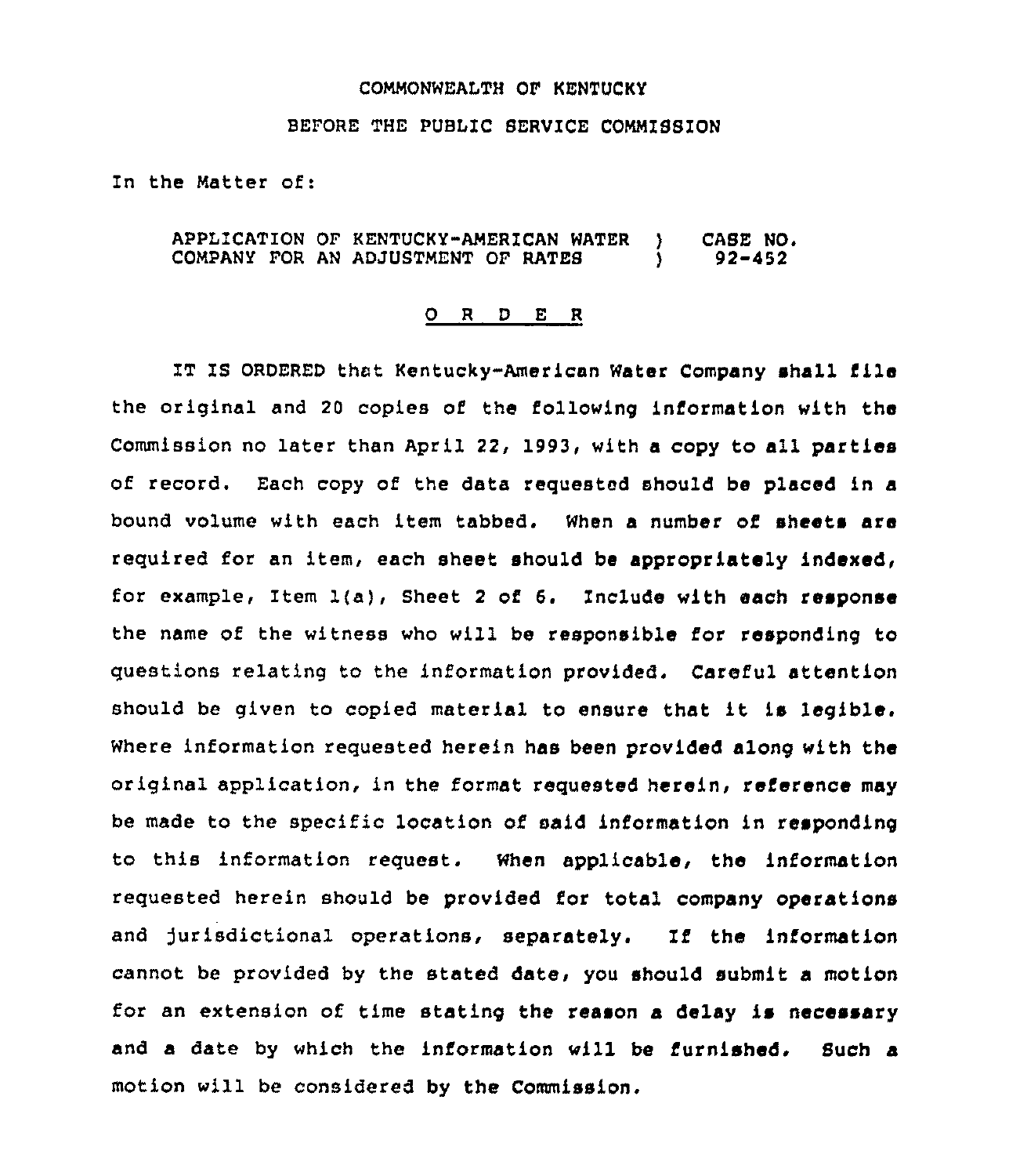COMMONWEALTH OF KENTUCKY

BEFORE THE PUBLIC SERVICE COMMISSION

In the Matter of:

| | | |
|---|---|---|
| APPLICATION OF KENTUCKY-AMERICAN WATER COMPANY FOR AN ADJUSTMENT OF RATES | ) ) | CASE NO. 92-452 |

## O R D E R

IT IS ORDERED that Kentucky-American Water Company shall file the original and 20 copies of the following information with the Commission no later than April 22, 1993, with a copy to all parties of record. Each copy of the data requested should be placed in a bound volume with each item tabbed. When a number of sheets are required for an item, each sheet should be appropriately indexed, for example, Item 1(a), Sheet 2 of 6. Include with each response the name of the witness who will be responsible for responding to questions relating to the information provided. Careful attention should be given to copied material to ensure that it is legible. Where information requested herein has been provided along with the original application, in the format requested herein, reference may be made to the specific location of said information in responding to this information request. When applicable, the information requested herein should be provided for total company operations and jurisdictional operations, separately. If the information cannot be provided by the stated date, you should submit a motion for an extension of time stating the reason a delay is necessary and a date by which the information will be furnished. Such a motion will be considered by the Commission.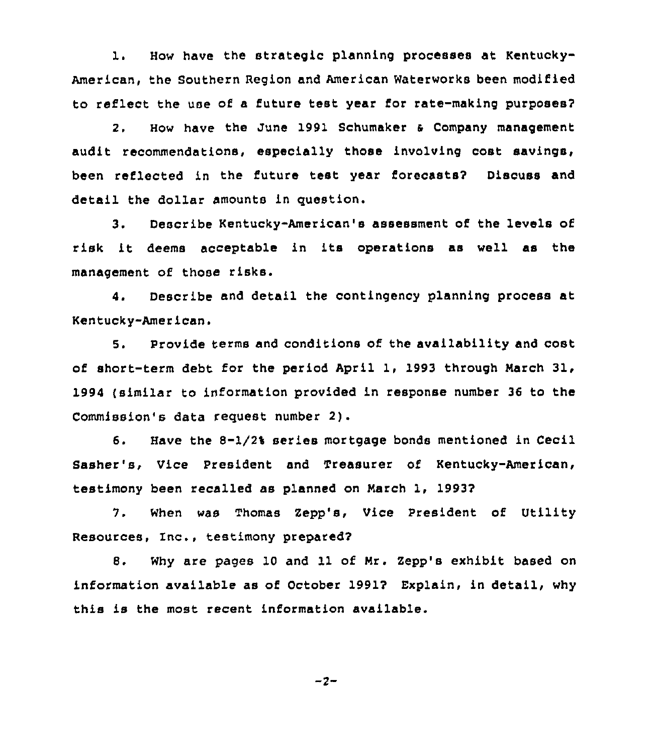1. How have the strategic planning processes at Kentucky-American, the Southern Region and American Waterworks been modified to reflect the use of a future test year for rate-making purposes?

2. How have the June 1991 Schumaker & Company management audit recommendations, especially those involving cost savings, been reflected in the future test year forecasts? Discuss and detail the dollar amounts in question.

3. Describe Kentucky-American's assessment of the levels of risk it deems acceptable in its operations as well as the management of those risks.

4. Describe and detail the contingency planning process at Kentucky-American.

5. Provide terms and conditions of the availability and cost of short-term debt for the period April 1, 1993 through March 31, 1994 (similar to information provided in response number 36 to the Commission's data request number 2).

6. Have the 8-1/2% series mortgage bonds mentioned in Cecil Sasher's, Vice President and Treasurer of Kentucky-American, testimony been recalled as planned on March 1, 1993?

7. When was Thomas Zepp's, Vice President of Utility Resources, Inc., testimony prepared?

8. Why are pages 10 and 11 of Mr. Zepp's exhibit based on information available as of October 1991? Explain, in detail, why this is the most recent information available.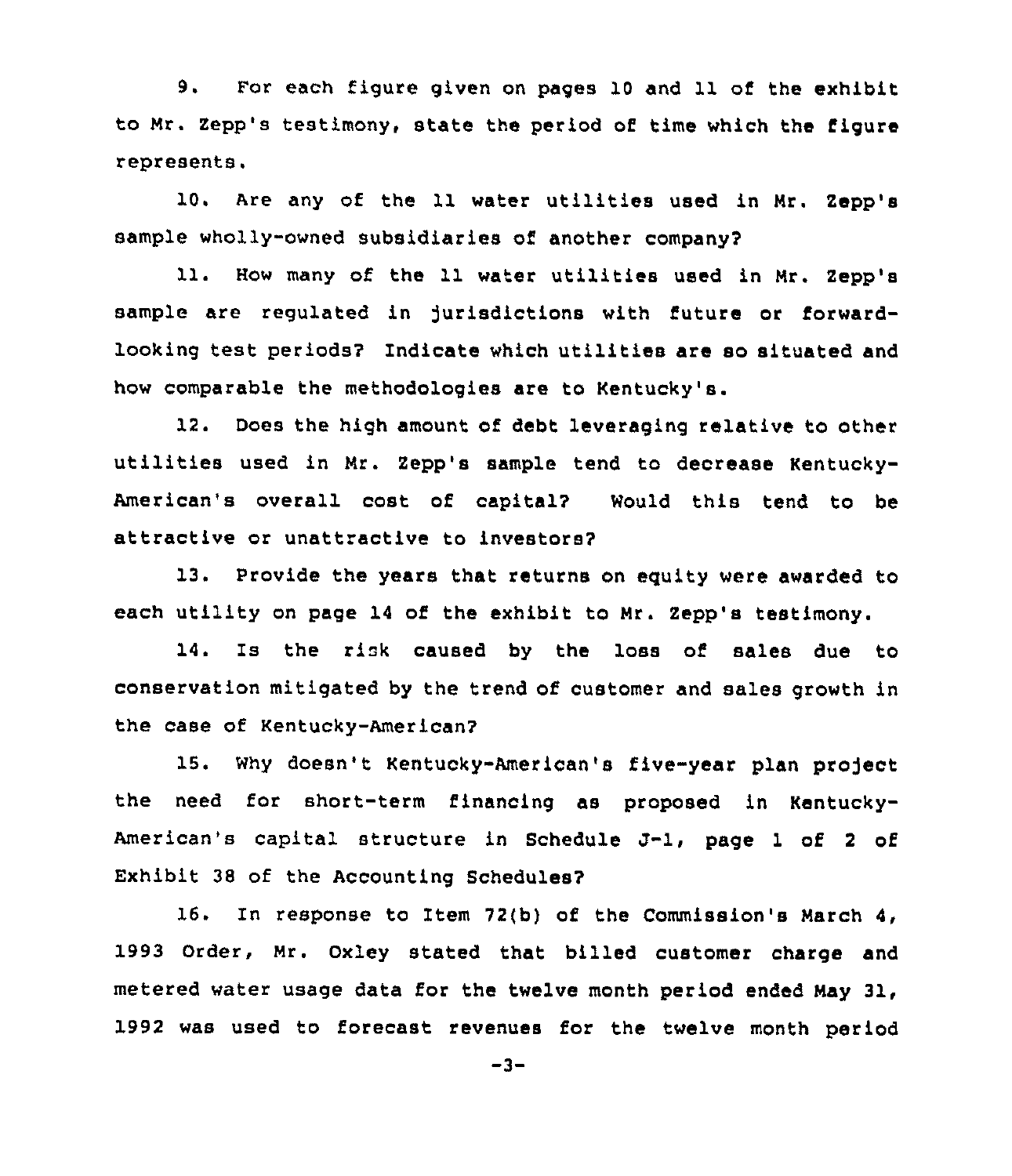9. For each figure given on pages 10 and 11 of the exhibit to Mr. Zepp's testimony, state the period of time which the figure represents.

10. Are any of the 11 water utilities used in Mr. Zepp's sample wholly-owned subsidiaries of another company?

11. How many of the 11 water utilities used in Mr. Zepp's sample are regulated in jurisdictions with future or forward-looking test periods? Indicate which utilities are so situated and how comparable the methodologies are to Kentucky's.

12. Does the high amount of debt leveraging relative to other utilities used in Mr. Zepp's sample tend to decrease Kentucky-American's overall cost of capital? Would this tend to be attractive or unattractive to investors?

13. Provide the years that returns on equity were awarded to each utility on page 14 of the exhibit to Mr. Zepp's testimony.

14. Is the risk caused by the loss of sales due to conservation mitigated by the trend of customer and sales growth in the case of Kentucky-American?

15. Why doesn't Kentucky-American's five-year plan project the need for short-term financing as proposed in Kentucky-American's capital structure in Schedule J-1, page 1 of 2 of Exhibit 38 of the Accounting Schedules?

16. In response to Item 72(b) of the Commission's March 4, 1993 Order, Mr. Oxley stated that billed customer charge and metered water usage data for the twelve month period ended May 31, 1992 was used to forecast revenues for the twelve month period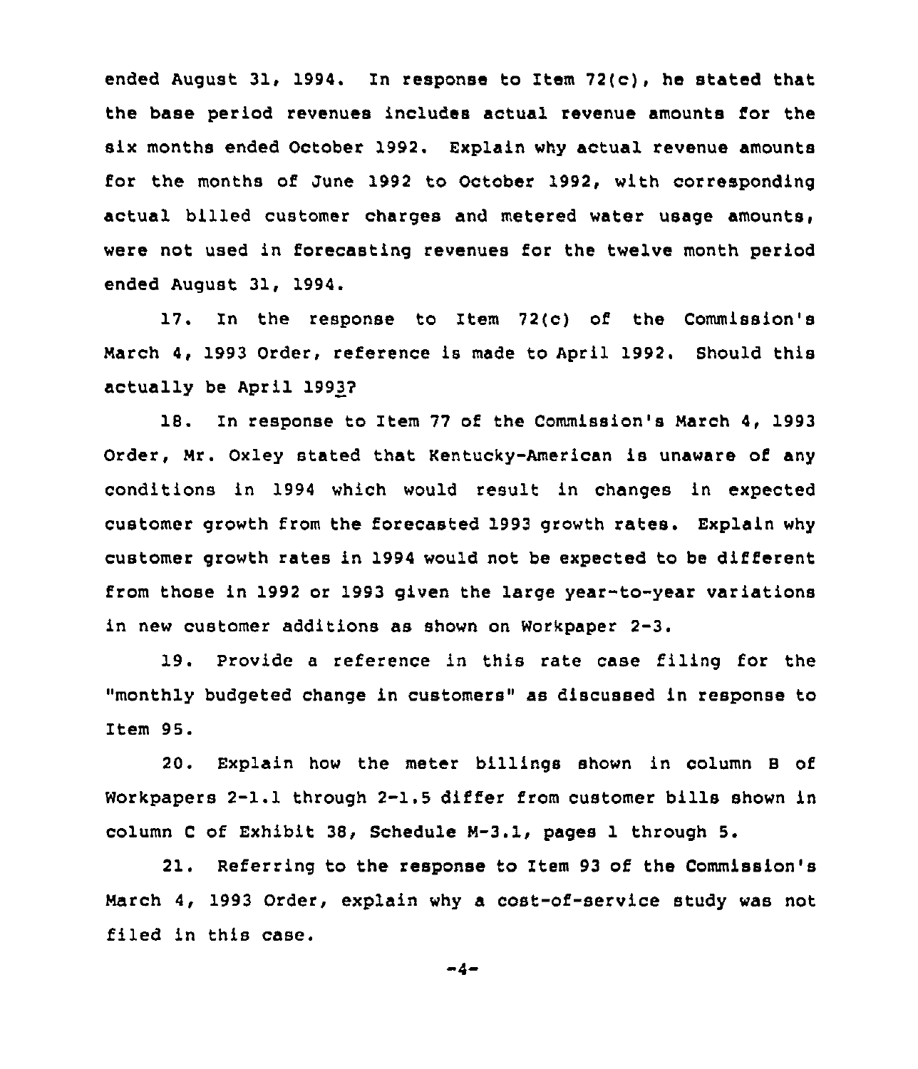ended August 31, 1994. In response to Item 72(c), he stated that the base period revenues includes actual revenue amounts for the six months ended October 1992. Explain why actual revenue amounts for the months of June 1992 to October 1992, with corresponding actual billed customer charges and metered water usage amounts, were not used in forecasting revenues for the twelve month period ended August 31, 1994.

17. In the response to Item 72(c) of the Commission's March 4, 1993 Order, reference is made to April 1992. Should this actually be April 1993?

18. In response to Item 77 of the Commission's March 4, 1993 Order, Mr. Oxley stated that Kentucky-American is unaware of any conditions in 1994 which would result in changes in expected customer growth from the forecasted 1993 growth rates. Explain why customer growth rates in 1994 would not be expected to be different from those in 1992 or 1993 given the large year-to-year variations in new customer additions as shown on Workpaper 2-3.

19. Provide a reference in this rate case filing for the "monthly budgeted change in customers" as discussed in response to Item 95.

20. Explain how the meter billings shown in column B of Workpapers 2-1.1 through 2-1.5 differ from customer bills shown in column C of Exhibit 38, Schedule M-3.1, pages 1 through 5.

21. Referring to the response to Item 93 of the Commission's March 4, 1993 Order, explain why a cost-of-service study was not filed in this case.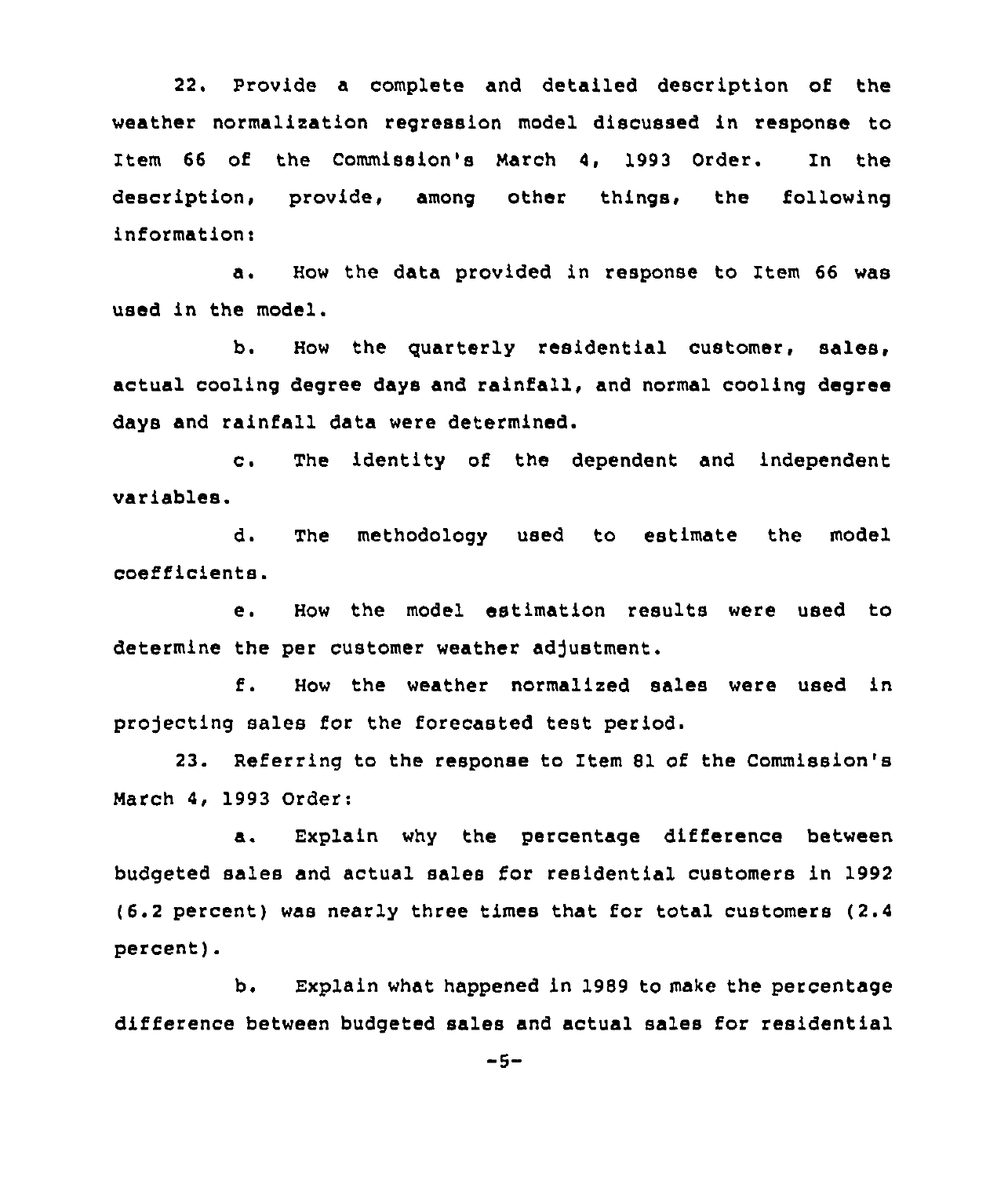22. Provide a complete and detailed description of the weather normalization regression model discussed in response to Item 66 of the Commission's March 4, 1993 Order. In the description, provide, among other things, the following information:

a. How the data provided in response to Item 66 was used in the model.

b. How the quarterly residential customer, sales, actual cooling degree days and rainfall, and normal cooling degree days and rainfall data were determined.

c. The identity of the dependent and independent variables.

d. The methodology used to estimate the model coefficients.

e. How the model estimation results were used to determine the per customer weather adjustment.

f. How the weather normalized sales were used in projecting sales for the forecasted test period.

23. Referring to the response to Item 81 of the Commission's March 4, 1993 Order:

a. Explain why the percentage difference between budgeted sales and actual sales for residential customers in 1992 (6.2 percent) was nearly three times that for total customers (2.4 percent).

b. Explain what happened in 1989 to make the percentage difference between budgeted sales and actual sales for residential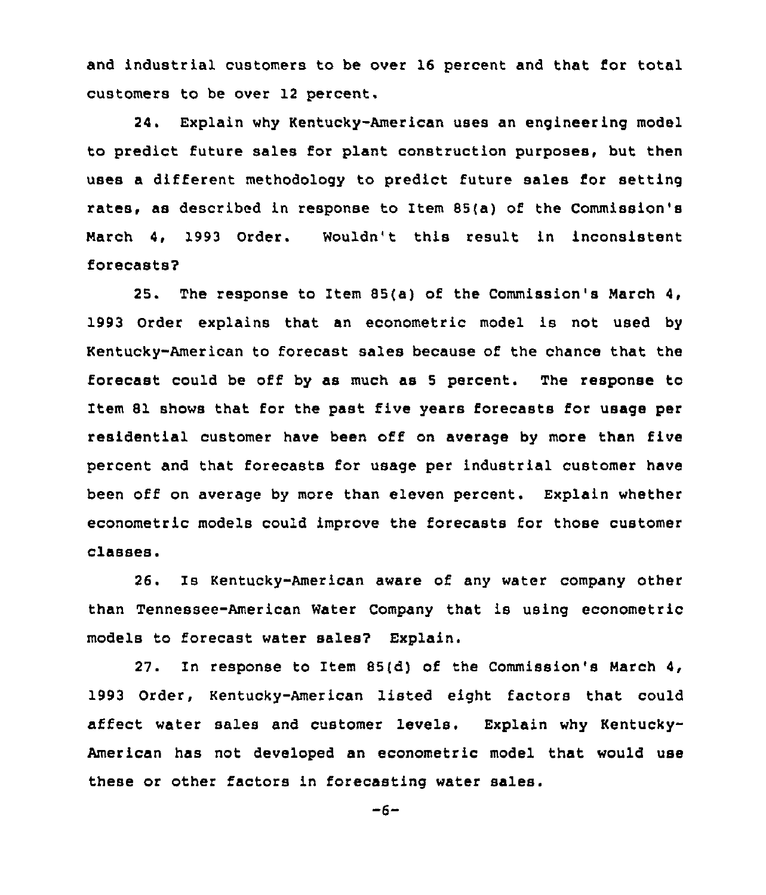and industrial customers to be over 16 percent and that for total customers to be over 12 percent.

24. Explain why Kentucky-American uses an engineering model to predict future sales for plant construction purposes, but then uses a different methodology to predict future sales for setting rates, as described in response to Item 85(a) of the Commission's March 4, 1993 Order. Wouldn't this result in inconsistent forecasts?

25. The response to Item 85(a) of the Commission's March 4, 1993 Order explains that an econometric model is not used by Kentucky-American to forecast sales because of the chance that the forecast could be off by as much as 5 percent. The response to Item 81 shows that for the past five years forecasts for usage per residential customer have been off on average by more than five percent and that forecasts for usage per industrial customer have been off on average by more than eleven percent. Explain whether econometric models could improve the forecasts for those customer classes.

26. Is Kentucky-American aware of any water company other than Tennessee-American Water Company that is using econometric models to forecast water sales? Explain.

27. In response to Item 85(d) of the Commission's March 4, 1993 Order, Kentucky-American listed eight factors that could affect water sales and customer levels. Explain why Kentucky-American has not developed an econometric model that would use these or other factors in forecasting water sales.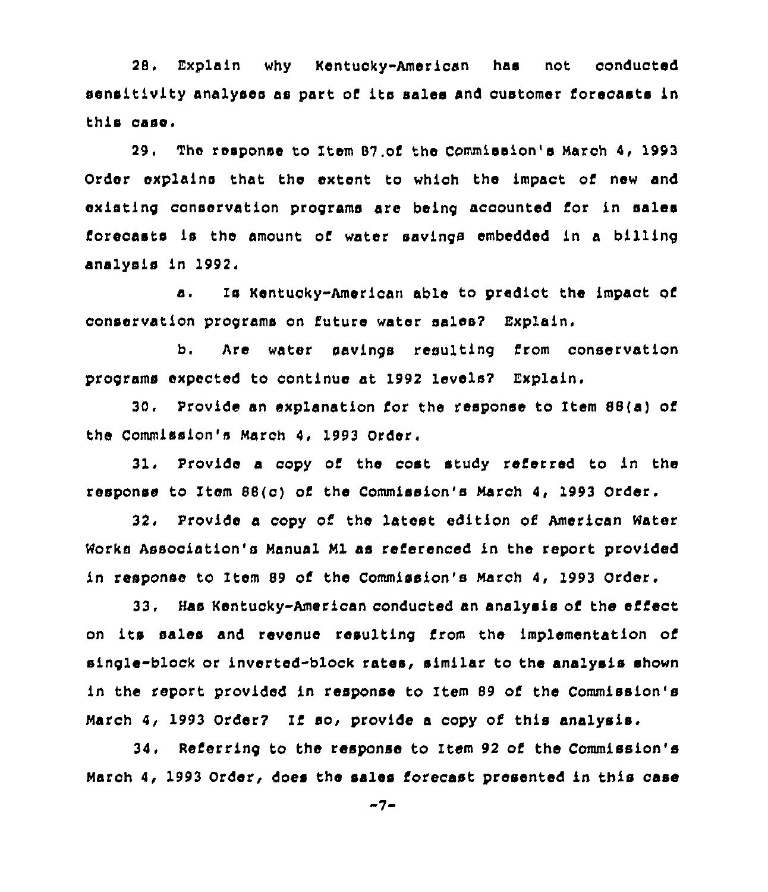28. Explain why Kentucky-American has not conducted sensitivity analyses as part of its sales and customer forecasts in this case.

29. The response to Item 87 of the Commission's March 4, 1993 Order explains that the extent to which the impact of new and existing conservation programs are being accounted for in sales forecasts is the amount of water savings embedded in a billing analysis in 1992.

a. Is Kentucky-American able to predict the impact of conservation programs on future water sales? Explain.

b. Are water savings resulting from conservation programs expected to continue at 1992 levels? Explain.

30. Provide an explanation for the response to Item 88(a) of the Commission's March 4, 1993 Order.

31. Provide a copy of the cost study referred to in the response to Item 88(c) of the Commission's March 4, 1993 Order.

32. Provide a copy of the latest edition of American Water Works Association's Manual M1 as referenced in the report provided in response to Item 89 of the Commission's March 4, 1993 Order.

33. Has Kentucky-American conducted an analysis of the effect on its sales and revenue resulting from the implementation of single-block or inverted-block rates, similar to the analysis shown in the report provided in response to Item 89 of the Commission's March 4, 1993 Order? If so, provide a copy of this analysis.

34. Referring to the response to Item 92 of the Commission's March 4, 1993 Order, does the sales forecast presented in this case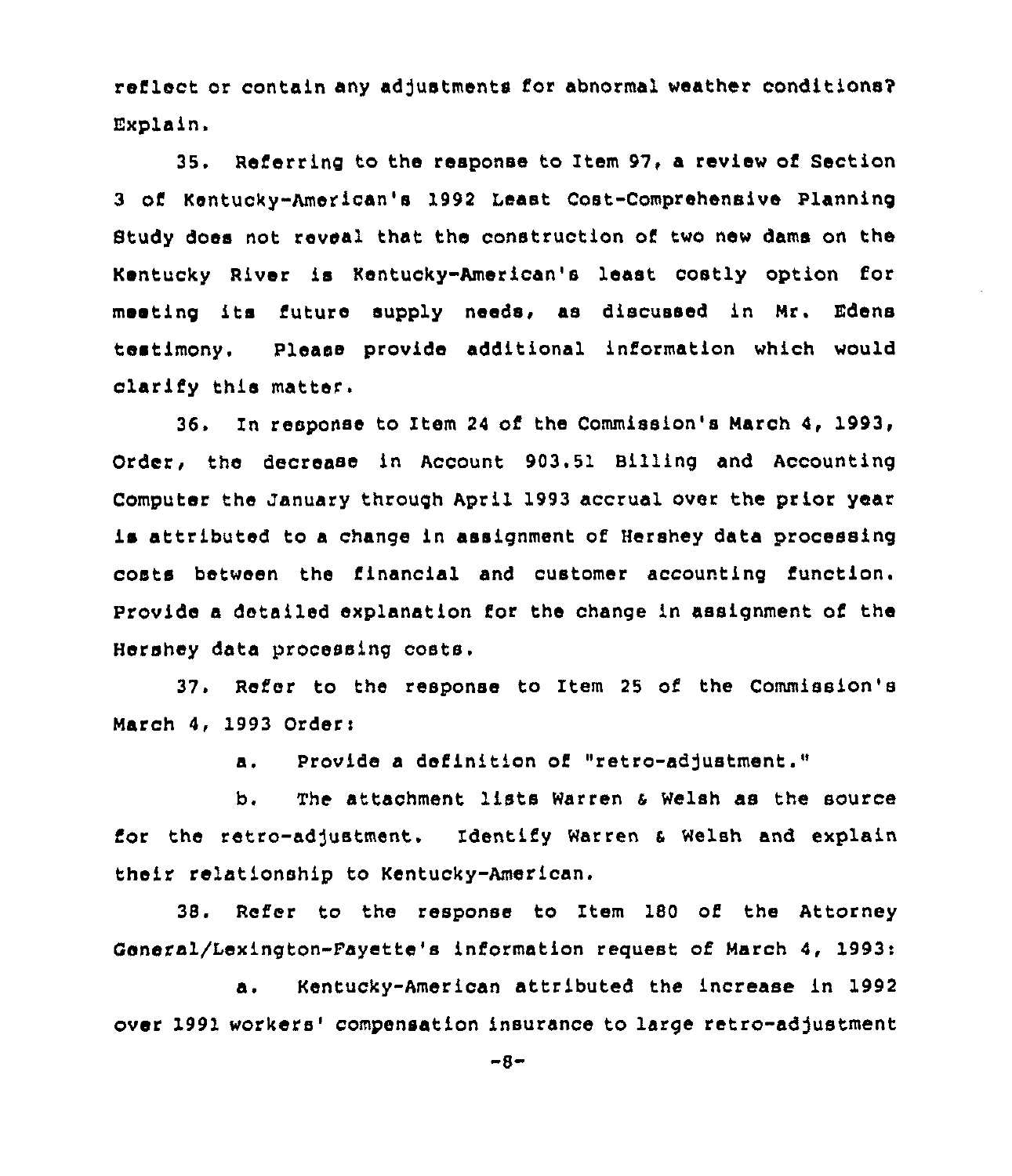reflect or contain any adjustments for abnormal weather conditions? Explain.

35. Referring to the response to Item 97, a review of Section 3 of Kentucky-American's 1992 Least Cost-Comprehensive Planning Study does not reveal that the construction of two new dams on the Kentucky River is Kentucky-American's least costly option for meeting its future supply needs, as discussed in Mr. Edens testimony. Please provide additional information which would clarify this matter.

36. In response to Item 24 of the Commission's March 4, 1993, Order, the decrease in Account 903.51 Billing and Accounting Computer the January through April 1993 accrual over the prior year is attributed to a change in assignment of Hershey data processing costs between the financial and customer accounting function. Provide a detailed explanation for the change in assignment of the Hershey data processing costs.

37. Refer to the response to Item 25 of the Commission's March 4, 1993 Order:

a. Provide a definition of "retro-adjustment."

b. The attachment lists Warren & Welsh as the source for the retro-adjustment. Identify Warren & Welsh and explain their relationship to Kentucky-American.

38. Refer to the response to Item 180 of the Attorney General/Lexington-Fayette's information request of March 4, 1993:

a. Kentucky-American attributed the increase in 1992 over 1991 workers' compensation insurance to large retro-adjustment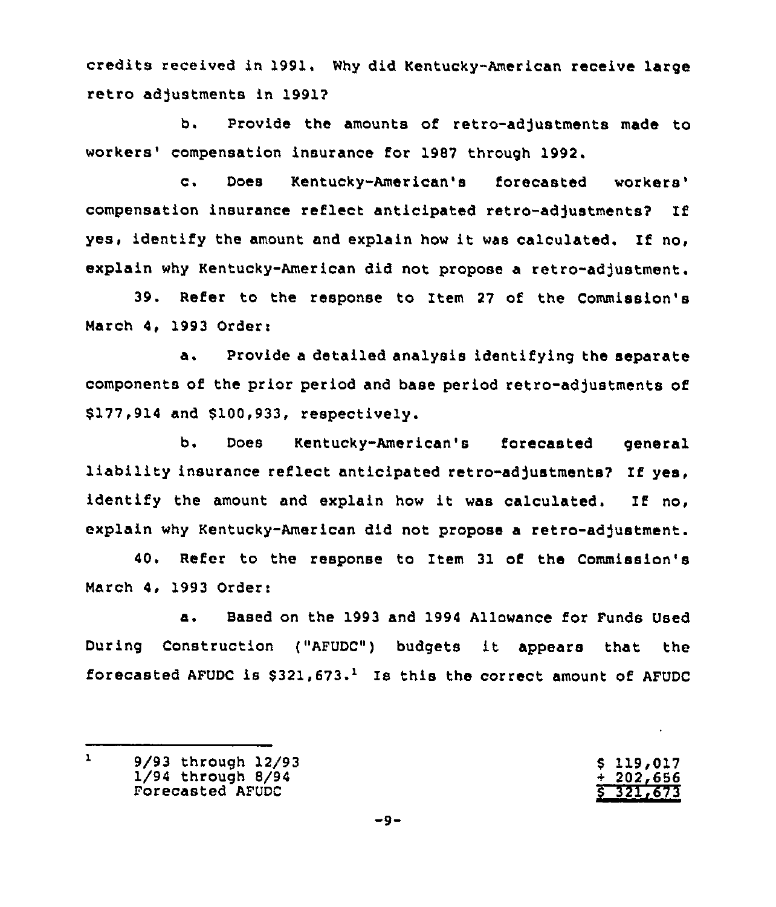credits received in 1991. Why did Kentucky-American receive large retro adjustments in 1991?

b. Provide the amounts of retro-adjustments made to workers' compensation insurance for 1987 through 1992.

c. Does Kentucky-American's forecasted workers' compensation insurance reflect anticipated retro-adjustments? If yes, identify the amount and explain how it was calculated. If no, explain why Kentucky-American did not propose a retro-adjustment.

39. Refer to the response to Item 27 of the Commission's March 4, 1993 Order:

a. Provide a detailed analysis identifying the separate components of the prior period and base period retro-adjustments of $177,914 and $100,933, respectively.

b. Does Kentucky-American's forecasted general liability insurance reflect anticipated retro-adjustments? If yes, identify the amount and explain how it was calculated. If no, explain why Kentucky-American did not propose a retro-adjustment.

40. Refer to the response to Item 31 of the Commission's March 4, 1993 Order:

a. Based on the 1993 and 1994 Allowance for Funds Used During Construction ("AFUDC") budgets it appears that the forecasted AFUDC is $321,673.[1] Is this the correct amount of AFUDC

---

[1]

| | |
|---|---|
| 9/93 through 12/93 | $ 119,017 |
| 1/94 through 8/94 | + 202,656 |
| Forecasted AFUDC | $ 321,673 |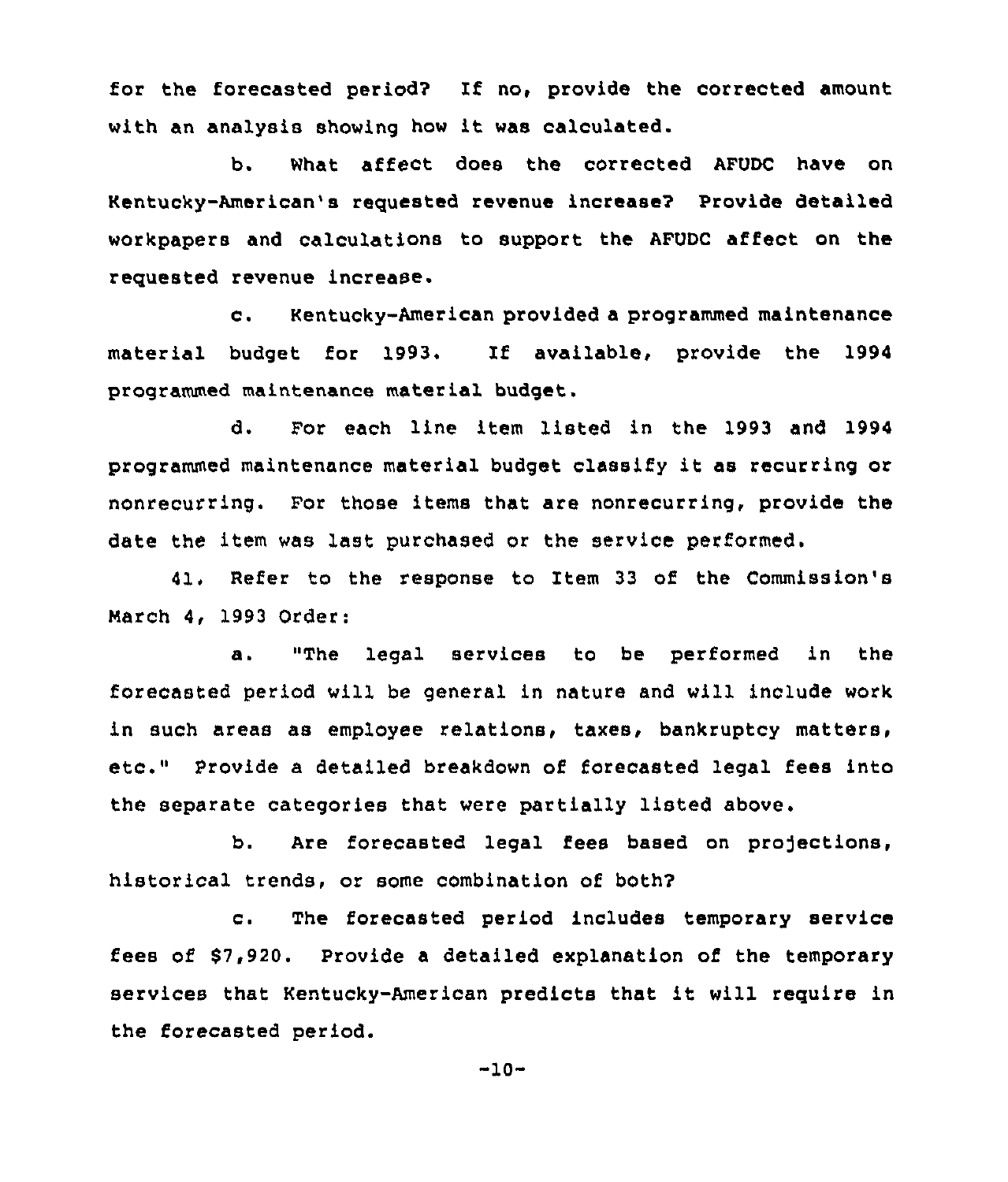for the forecasted period? If no, provide the corrected amount with an analysis showing how it was calculated.

b. What affect does the corrected AFUDC have on Kentucky-American's requested revenue increase? Provide detailed workpapers and calculations to support the AFUDC affect on the requested revenue increase.

c. Kentucky-American provided a programmed maintenance material budget for 1993. If available, provide the 1994 programmed maintenance material budget.

d. For each line item listed in the 1993 and 1994 programmed maintenance material budget classify it as recurring or nonrecurring. For those items that are nonrecurring, provide the date the item was last purchased or the service performed.

41. Refer to the response to Item 33 of the Commission's March 4, 1993 Order:

a. "The legal services to be performed in the forecasted period will be general in nature and will include work in such areas as employee relations, taxes, bankruptcy matters, etc." Provide a detailed breakdown of forecasted legal fees into the separate categories that were partially listed above.

b. Are forecasted legal fees based on projections, historical trends, or some combination of both?

c. The forecasted period includes temporary service fees of $7,920. Provide a detailed explanation of the temporary services that Kentucky-American predicts that it will require in the forecasted period.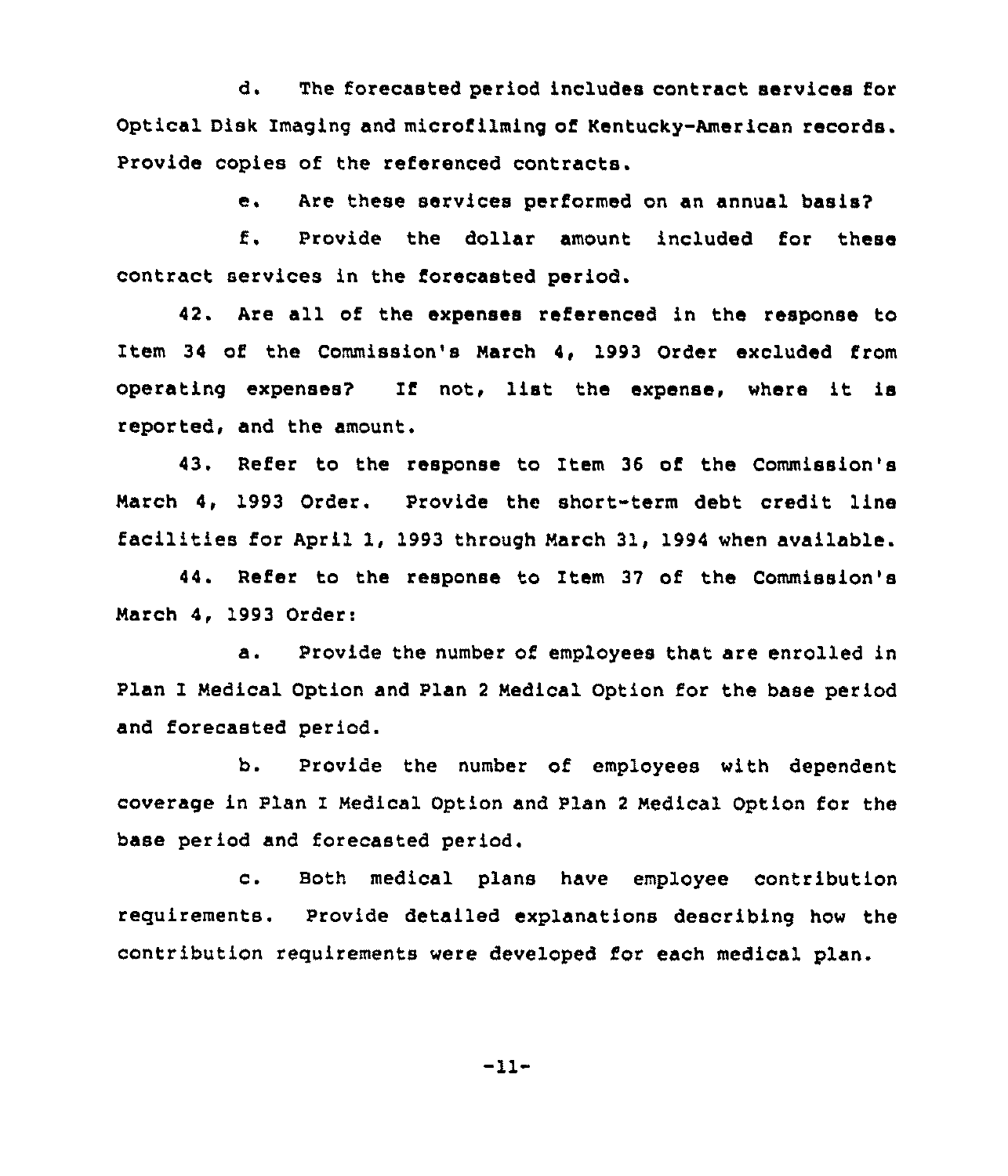d. The forecasted period includes contract services for Optical Disk Imaging and microfilming of Kentucky-American records. Provide copies of the referenced contracts.

e. Are these services performed on an annual basis?

f. Provide the dollar amount included for these contract services in the forecasted period.

42. Are all of the expenses referenced in the response to Item 34 of the Commission's March 4, 1993 Order excluded from operating expenses? If not, list the expense, where it is reported, and the amount.

43. Refer to the response to Item 36 of the Commission's March 4, 1993 Order. Provide the short-term debt credit line facilities for April 1, 1993 through March 31, 1994 when available.

44. Refer to the response to Item 37 of the Commission's March 4, 1993 Order:

a. Provide the number of employees that are enrolled in Plan I Medical Option and Plan 2 Medical Option for the base period and forecasted period.

b. Provide the number of employees with dependent coverage in Plan I Medical Option and Plan 2 Medical Option for the base period and forecasted period.

c. Both medical plans have employee contribution requirements. Provide detailed explanations describing how the contribution requirements were developed for each medical plan.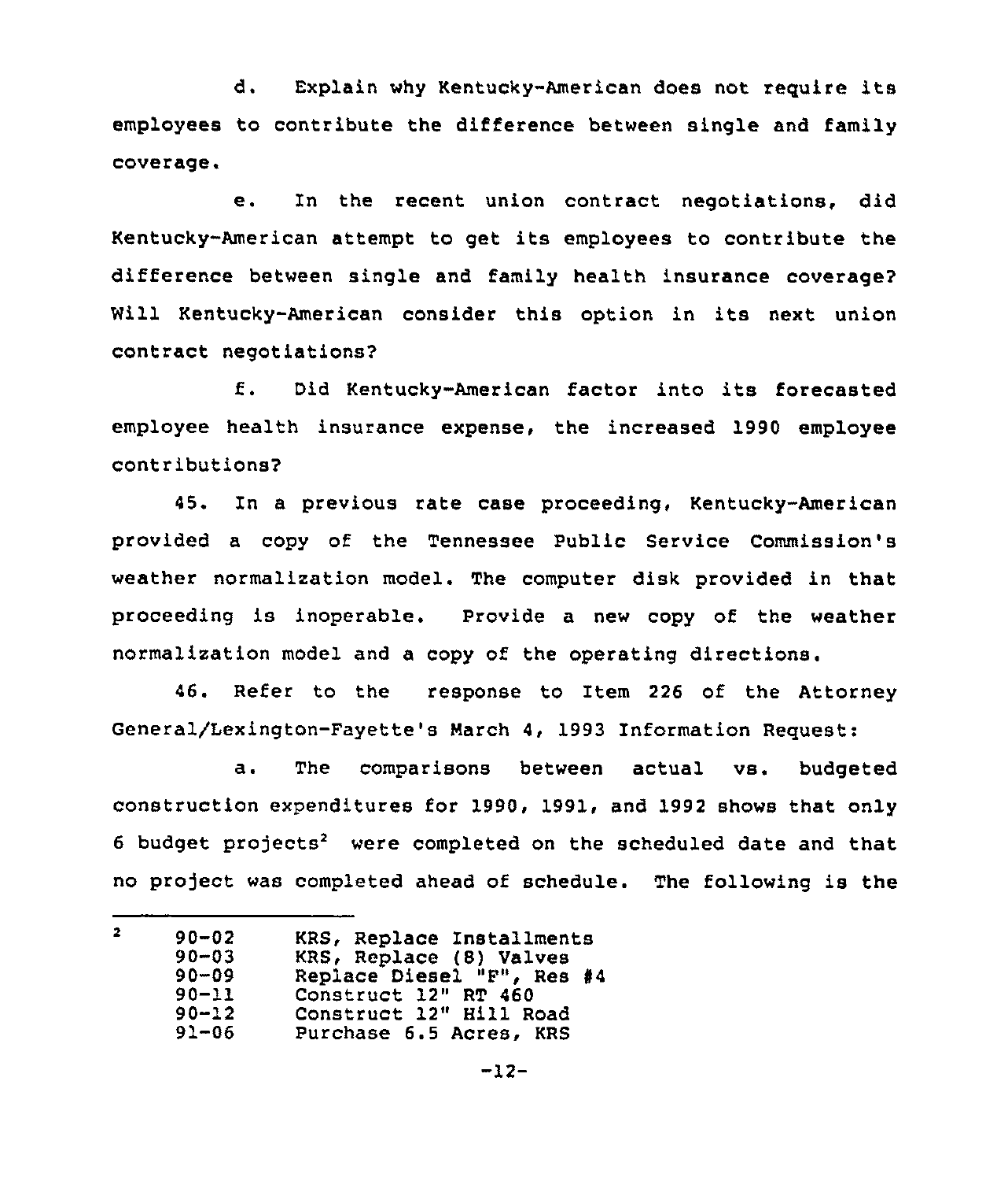d. Explain why Kentucky-American does not require its employees to contribute the difference between single and family coverage.

e. In the recent union contract negotiations, did Kentucky-American attempt to get its employees to contribute the difference between single and family health insurance coverage? Will Kentucky-American consider this option in its next union contract negotiations?

f. Did Kentucky-American factor into its forecasted employee health insurance expense, the increased 1990 employee contributions?

45. In a previous rate case proceeding, Kentucky-American provided a copy of the Tennessee Public Service Commission's weather normalization model. The computer disk provided in that proceeding is inoperable. Provide a new copy of the weather normalization model and a copy of the operating directions.

46. Refer to the response to Item 226 of the Attorney General/Lexington-Fayette's March 4, 1993 Information Request:

a. The comparisons between actual vs. budgeted construction expenditures for 1990, 1991, and 1992 shows that only 6 budget projects[2] were completed on the scheduled date and that no project was completed ahead of schedule. The following is the

---

[2]

| | |
|---|---|
| 90-02 | KRS, Replace Installments |
| 90-03 | KRS, Replace (8) Valves |
| 90-09 | Replace Diesel "F", Res #4 |
| 90-11 | Construct 12" RT 460 |
| 90-12 | Construct 12" Hill Road |
| 91-06 | Purchase 6.5 Acres, KRS |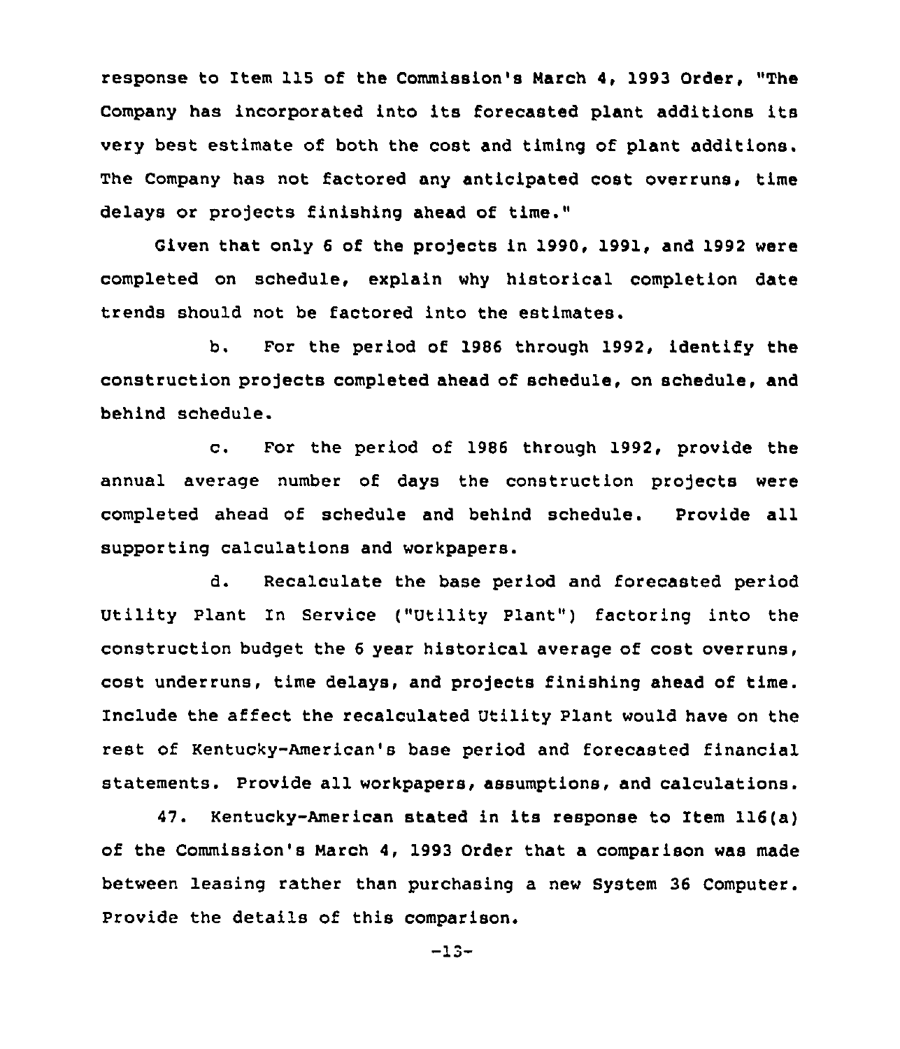response to Item 115 of the Commission's March 4, 1993 Order, "The Company has incorporated into its forecasted plant additions its very best estimate of both the cost and timing of plant additions. The Company has not factored any anticipated cost overruns, time delays or projects finishing ahead of time."

Given that only 6 of the projects in 1990, 1991, and 1992 were completed on schedule, explain why historical completion date trends should not be factored into the estimates.

b. For the period of 1986 through 1992, identify the construction projects completed ahead of schedule, on schedule, and behind schedule.

c. For the period of 1986 through 1992, provide the annual average number of days the construction projects were completed ahead of schedule and behind schedule. Provide all supporting calculations and workpapers.

d. Recalculate the base period and forecasted period Utility Plant In Service ("Utility Plant") factoring into the construction budget the 6 year historical average of cost overruns, cost underruns, time delays, and projects finishing ahead of time. Include the affect the recalculated Utility Plant would have on the rest of Kentucky-American's base period and forecasted financial statements. Provide all workpapers, assumptions, and calculations.

47. Kentucky-American stated in its response to Item 116(a) of the Commission's March 4, 1993 Order that a comparison was made between leasing rather than purchasing a new System 36 Computer. Provide the details of this comparison.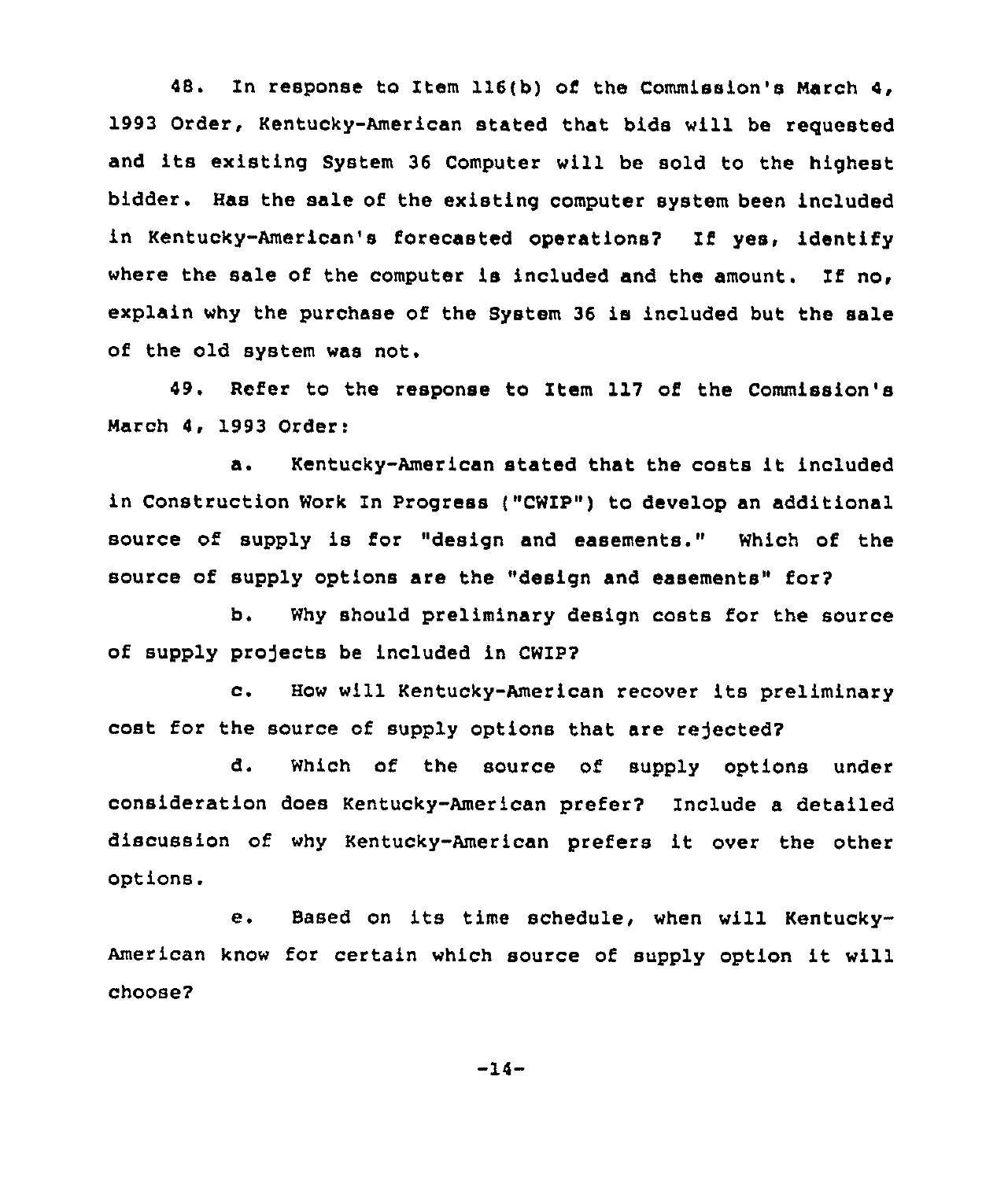48. In response to Item 116(b) of the Commission's March 4, 1993 Order, Kentucky-American stated that bids will be requested and its existing System 36 Computer will be sold to the highest bidder. Has the sale of the existing computer system been included in Kentucky-American's forecasted operations? If yes, identify where the sale of the computer is included and the amount. If no, explain why the purchase of the System 36 is included but the sale of the old system was not.

49. Refer to the response to Item 117 of the Commission's March 4, 1993 Order:

a. Kentucky-American stated that the costs it included in Construction Work In Progress ("CWIP") to develop an additional source of supply is for "design and easements." Which of the source of supply options are the "design and easements" for?

b. Why should preliminary design costs for the source of supply projects be included in CWIP?

c. How will Kentucky-American recover its preliminary cost for the source of supply options that are rejected?

d. Which of the source of supply options under consideration does Kentucky-American prefer? Include a detailed discussion of why Kentucky-American prefers it over the other options.

e. Based on its time schedule, when will Kentucky-American know for certain which source of supply option it will choose?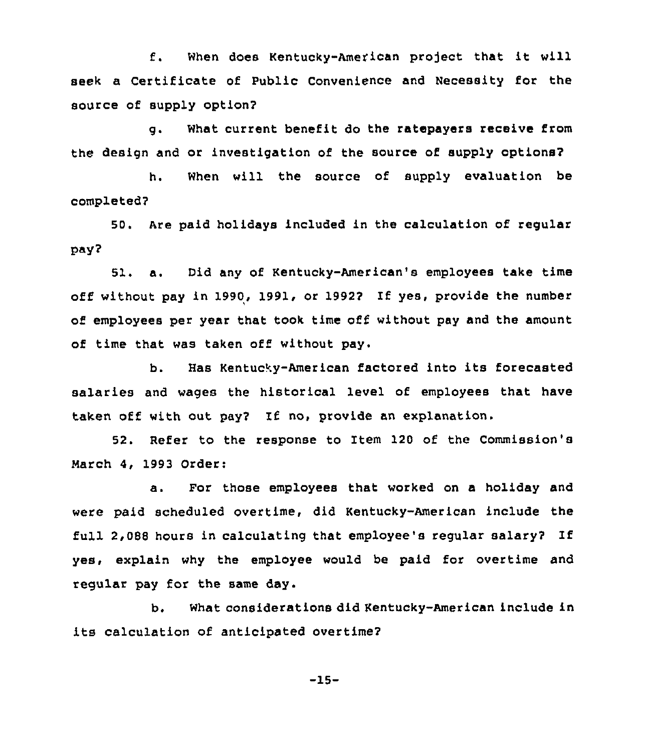f. When does Kentucky-American project that it will seek a Certificate of Public Convenience and Necessity for the source of supply option?

g. What current benefit do the ratepayers receive from the design and or investigation of the source of supply options?

h. When will the source of supply evaluation be completed?

50. Are paid holidays included in the calculation of regular pay?

51. a. Did any of Kentucky-American's employees take time off without pay in 1990, 1991, or 1992? If yes, provide the number of employees per year that took time off without pay and the amount of time that was taken off without pay.

b. Has Kentucky-American factored into its forecasted salaries and wages the historical level of employees that have taken off with out pay? If no, provide an explanation.

52. Refer to the response to Item 120 of the Commission's March 4, 1993 Order:

a. For those employees that worked on a holiday and were paid scheduled overtime, did Kentucky-American include the full 2,088 hours in calculating that employee's regular salary? If yes, explain why the employee would be paid for overtime and regular pay for the same day.

b. What considerations did Kentucky-American include in its calculation of anticipated overtime?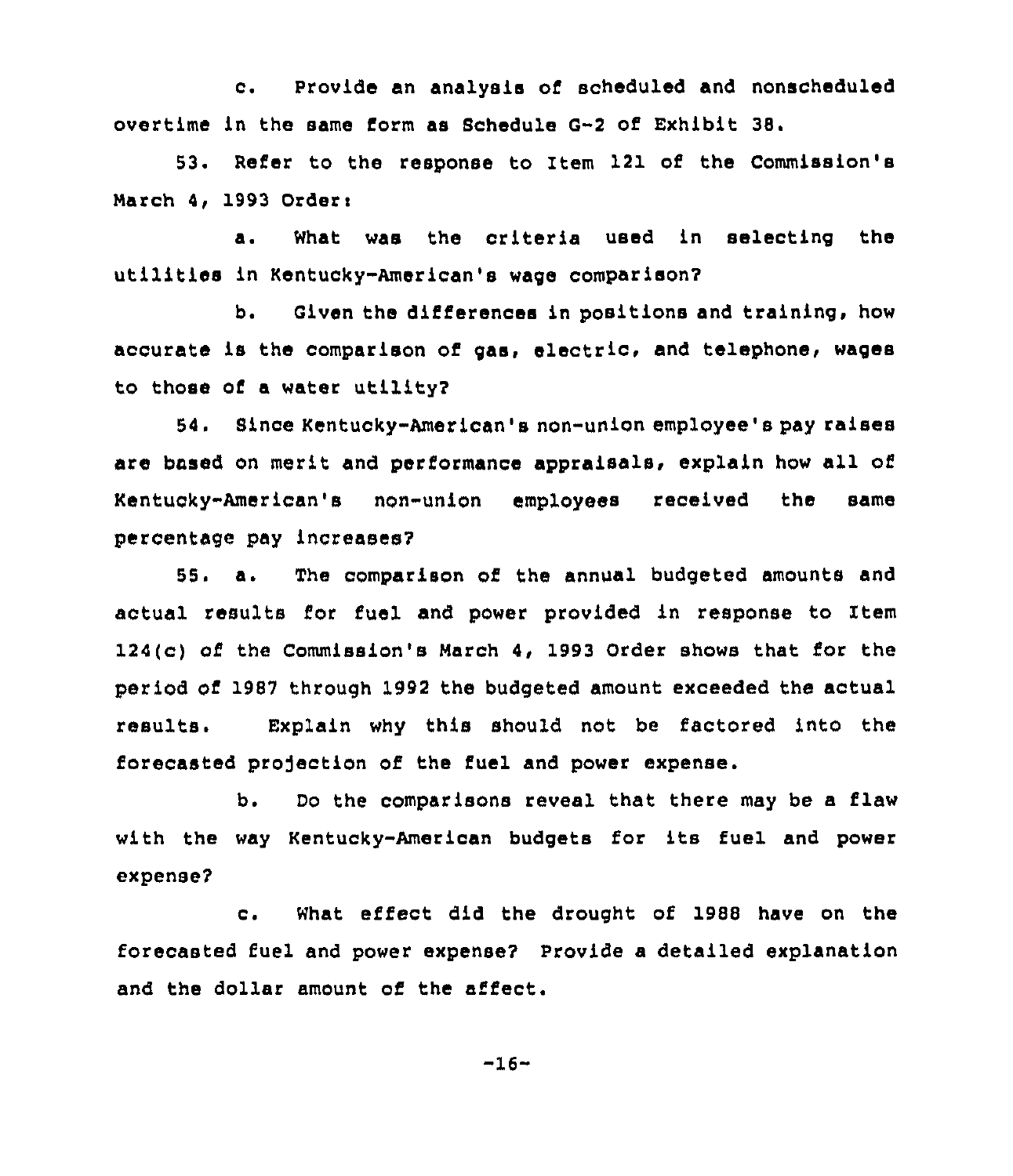c. Provide an analysis of scheduled and nonscheduled overtime in the same form as Schedule G-2 of Exhibit 38.

53. Refer to the response to Item 121 of the Commission's March 4, 1993 Order:

a. What was the criteria used in selecting the utilities in Kentucky-American's wage comparison?

b. Given the differences in positions and training, how accurate is the comparison of gas, electric, and telephone, wages to those of a water utility?

54. Since Kentucky-American's non-union employee's pay raises are based on merit and performance appraisals, explain how all of Kentucky-American's non-union employees received the same percentage pay increases?

55. a. The comparison of the annual budgeted amounts and actual results for fuel and power provided in response to Item 124(c) of the Commission's March 4, 1993 Order shows that for the period of 1987 through 1992 the budgeted amount exceeded the actual results. Explain why this should not be factored into the forecasted projection of the fuel and power expense.

b. Do the comparisons reveal that there may be a flaw with the way Kentucky-American budgets for its fuel and power expense?

c. What effect did the drought of 1988 have on the forecasted fuel and power expense? Provide a detailed explanation and the dollar amount of the affect.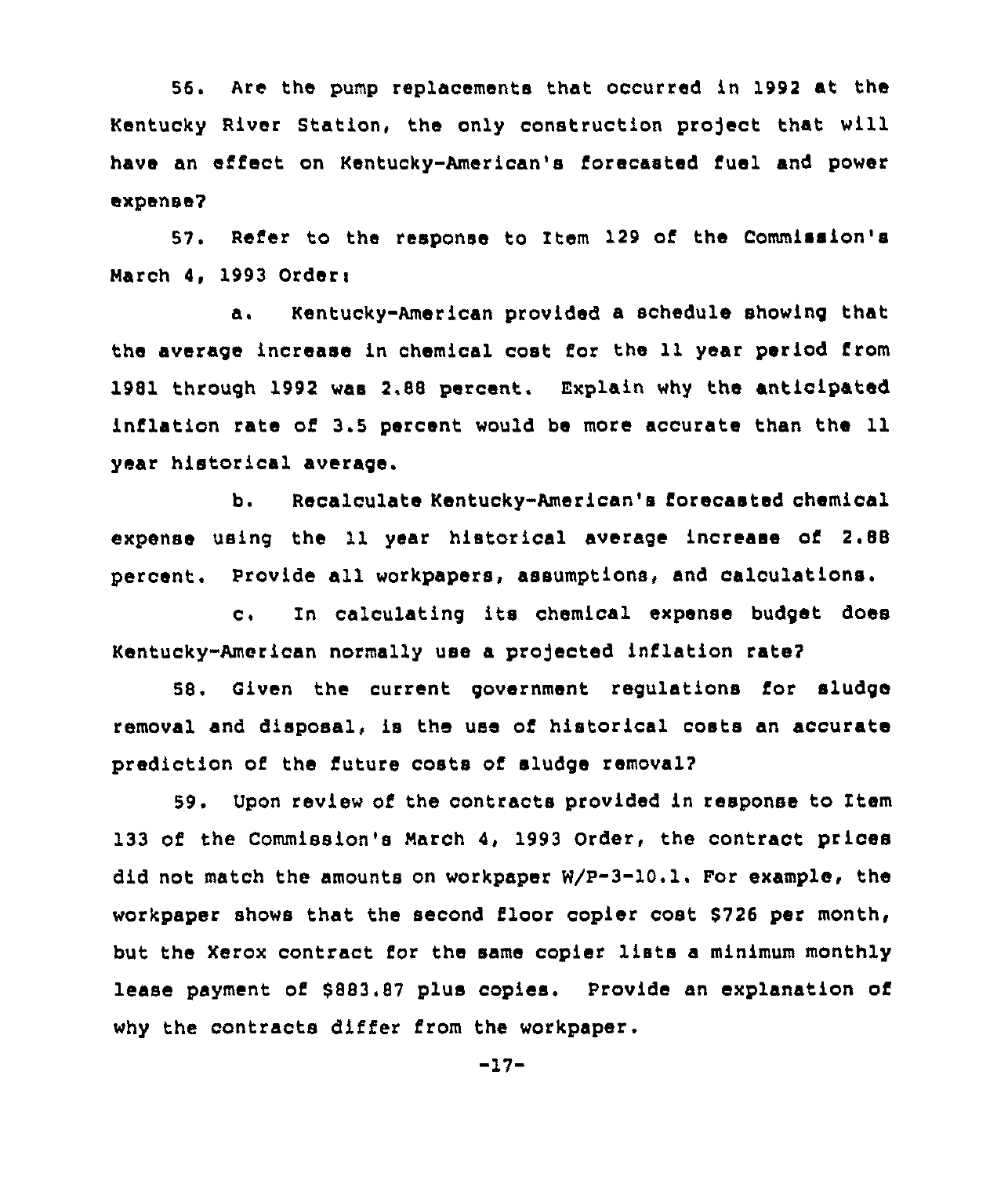56. Are the pump replacements that occurred in 1992 at the Kentucky River Station, the only construction project that will have an effect on Kentucky-American's forecasted fuel and power expense?

57. Refer to the response to Item 129 of the Commission's March 4, 1993 Order:

a. Kentucky-American provided a schedule showing that the average increase in chemical cost for the 11 year period from 1981 through 1992 was 2.88 percent. Explain why the anticipated inflation rate of 3.5 percent would be more accurate than the 11 year historical average.

b. Recalculate Kentucky-American's forecasted chemical expense using the 11 year historical average increase of 2.88 percent. Provide all workpapers, assumptions, and calculations.

c. In calculating its chemical expense budget does Kentucky-American normally use a projected inflation rate?

58. Given the current government regulations for sludge removal and disposal, is the use of historical costs an accurate prediction of the future costs of sludge removal?

59. Upon review of the contracts provided in response to Item 133 of the Commission's March 4, 1993 Order, the contract prices did not match the amounts on workpaper W/P-3-10.1. For example, the workpaper shows that the second floor copier cost $726 per month, but the Xerox contract for the same copier lists a minimum monthly lease payment of $883.87 plus copies. Provide an explanation of why the contracts differ from the workpaper.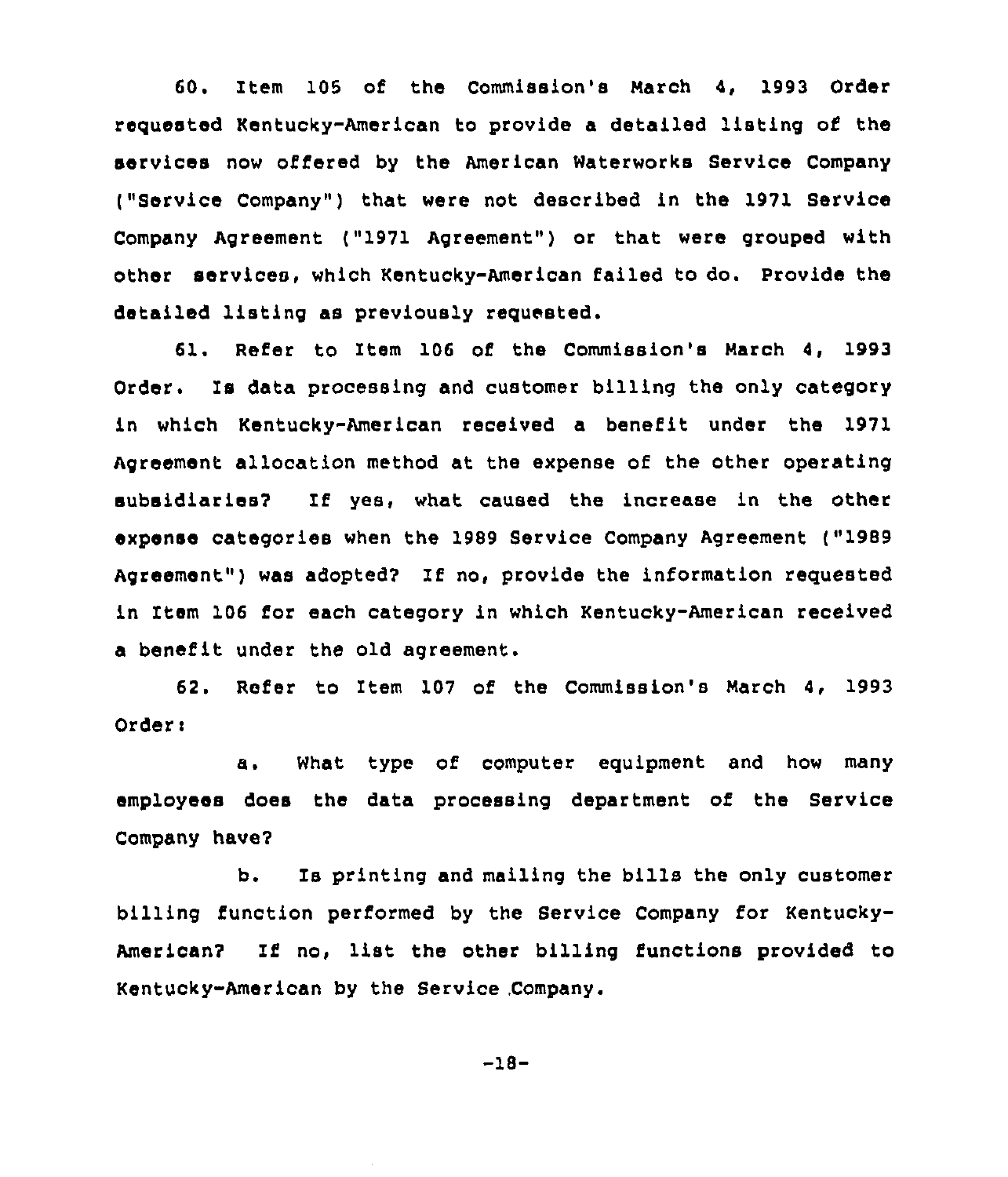60. Item 105 of the Commission's March 4, 1993 Order requested Kentucky-American to provide a detailed listing of the services now offered by the American Waterworks Service Company ("Service Company") that were not described in the 1971 Service Company Agreement ("1971 Agreement") or that were grouped with other services, which Kentucky-American failed to do. Provide the detailed listing as previously requested.

61. Refer to Item 106 of the Commission's March 4, 1993 Order. Is data processing and customer billing the only category in which Kentucky-American received a benefit under the 1971 Agreement allocation method at the expense of the other operating subsidiaries? If yes, what caused the increase in the other expense categories when the 1989 Service Company Agreement ("1989 Agreement") was adopted? If no, provide the information requested in Item 106 for each category in which Kentucky-American received a benefit under the old agreement.

62. Refer to Item 107 of the Commission's March 4, 1993 Order:

a. What type of computer equipment and how many employees does the data processing department of the Service Company have?

b. Is printing and mailing the bills the only customer billing function performed by the Service Company for Kentucky-American? If no, list the other billing functions provided to Kentucky-American by the Service Company.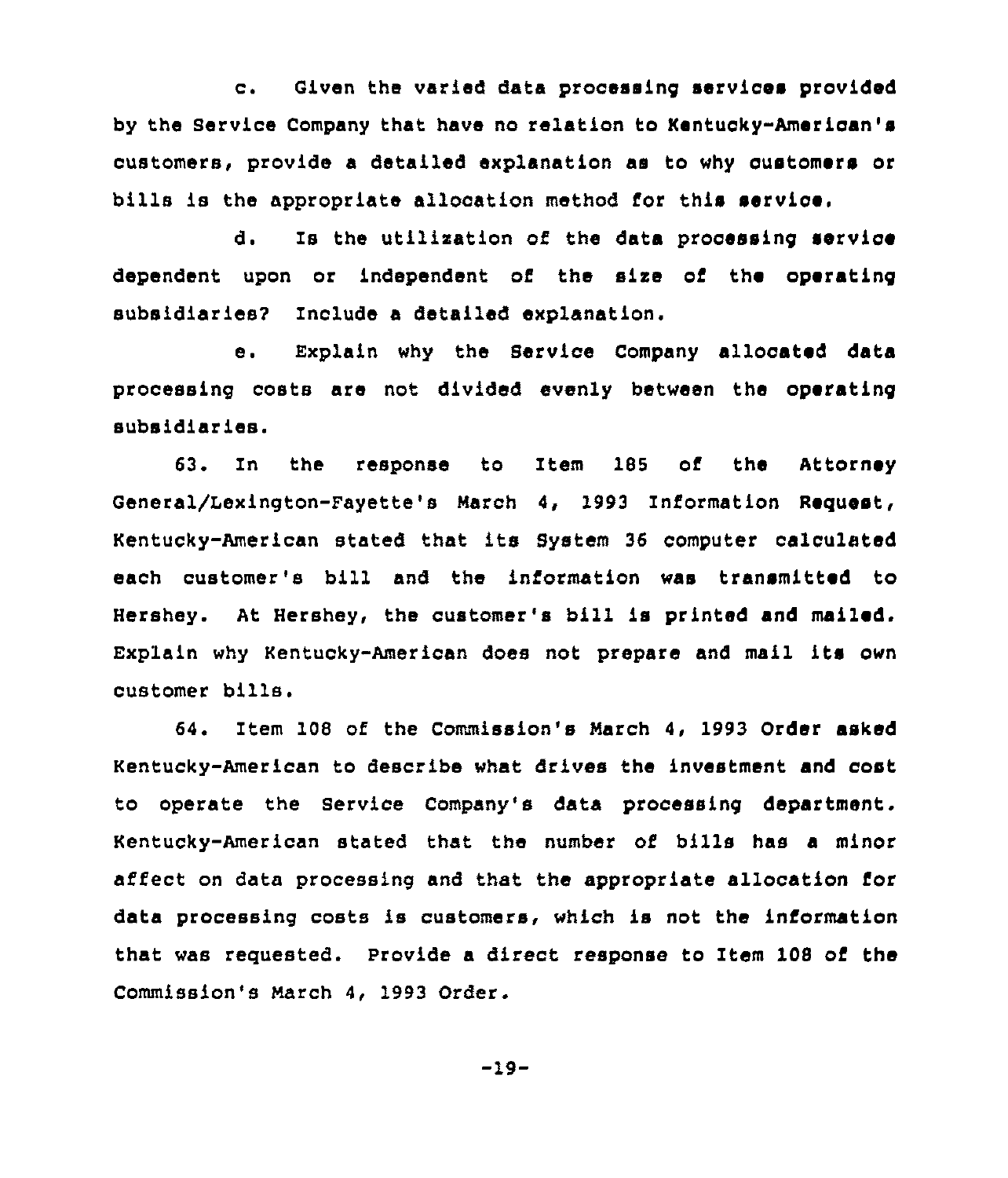c. Given the varied data processing services provided by the Service Company that have no relation to Kentucky-American's customers, provide a detailed explanation as to why customers or bills is the appropriate allocation method for this service.

d. Is the utilization of the data processing service dependent upon or independent of the size of the operating subsidiaries? Include a detailed explanation.

e. Explain why the Service Company allocated data processing costs are not divided evenly between the operating subsidiaries.

63. In the response to Item 185 of the Attorney General/Lexington-Fayette's March 4, 1993 Information Request, Kentucky-American stated that its System 36 computer calculated each customer's bill and the information was transmitted to Hershey. At Hershey, the customer's bill is printed and mailed. Explain why Kentucky-American does not prepare and mail its own customer bills.

64. Item 108 of the Commission's March 4, 1993 Order asked Kentucky-American to describe what drives the investment and cost to operate the Service Company's data processing department. Kentucky-American stated that the number of bills has a minor affect on data processing and that the appropriate allocation for data processing costs is customers, which is not the information that was requested. Provide a direct response to Item 108 of the Commission's March 4, 1993 Order.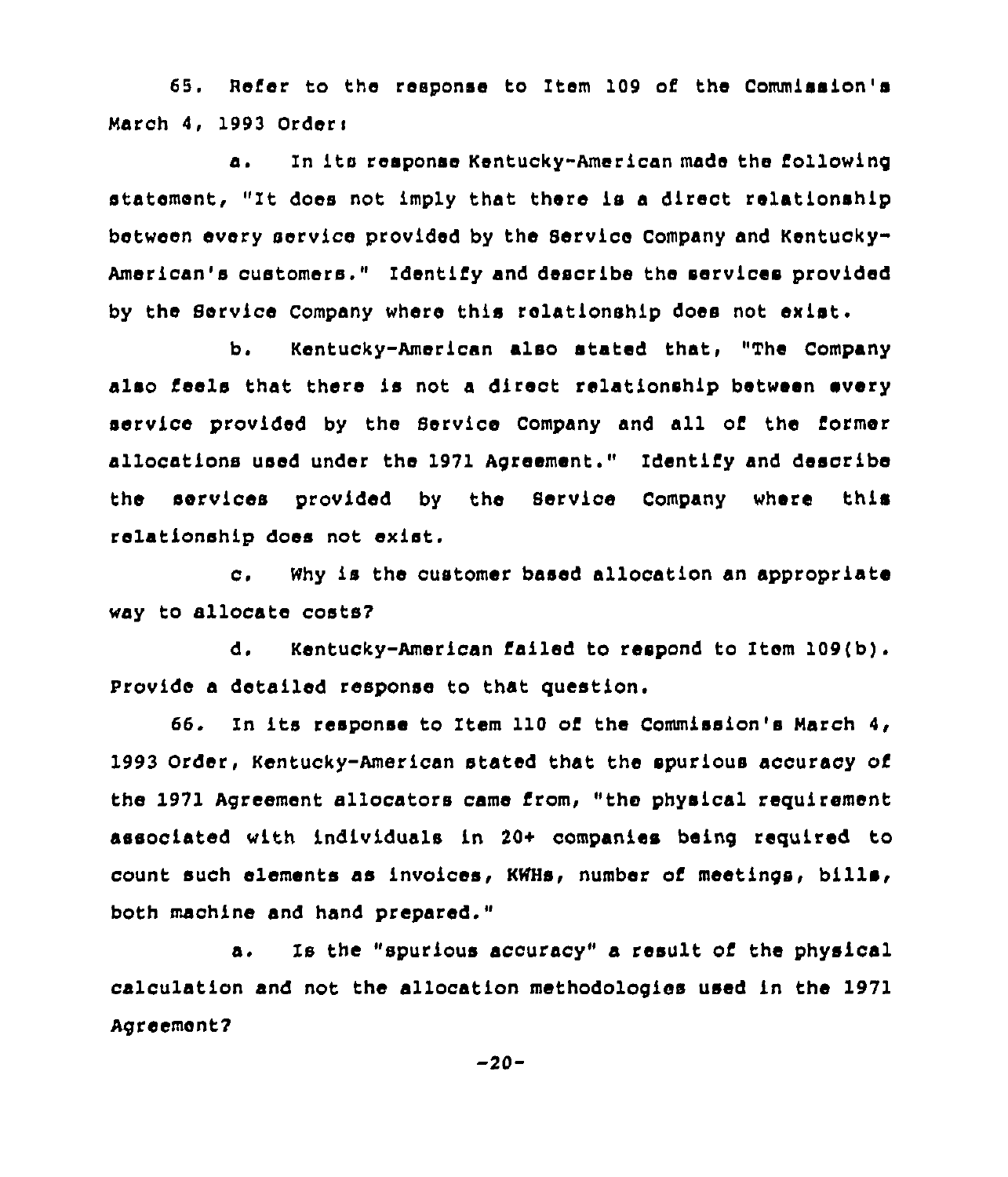65. Refer to the response to Item 109 of the Commission's March 4, 1993 Order:

a. In its response Kentucky-American made the following statement, "It does not imply that there is a direct relationship between every service provided by the Service Company and Kentucky-American's customers." Identify and describe the services provided by the Service Company where this relationship does not exist.

b. Kentucky-American also stated that, "The Company also feels that there is not a direct relationship between every service provided by the Service Company and all of the former allocations used under the 1971 Agreement." Identify and describe the services provided by the Service Company where this relationship does not exist.

c. Why is the customer based allocation an appropriate way to allocate costs?

d. Kentucky-American failed to respond to Item 109(b). Provide a detailed response to that question.

66. In its response to Item 110 of the Commission's March 4, 1993 Order, Kentucky-American stated that the spurious accuracy of the 1971 Agreement allocators came from, "the physical requirement associated with individuals in 20+ companies being required to count such elements as invoices, KWHs, number of meetings, bills, both machine and hand prepared."

a. Is the "spurious accuracy" a result of the physical calculation and not the allocation methodologies used in the 1971 Agreement?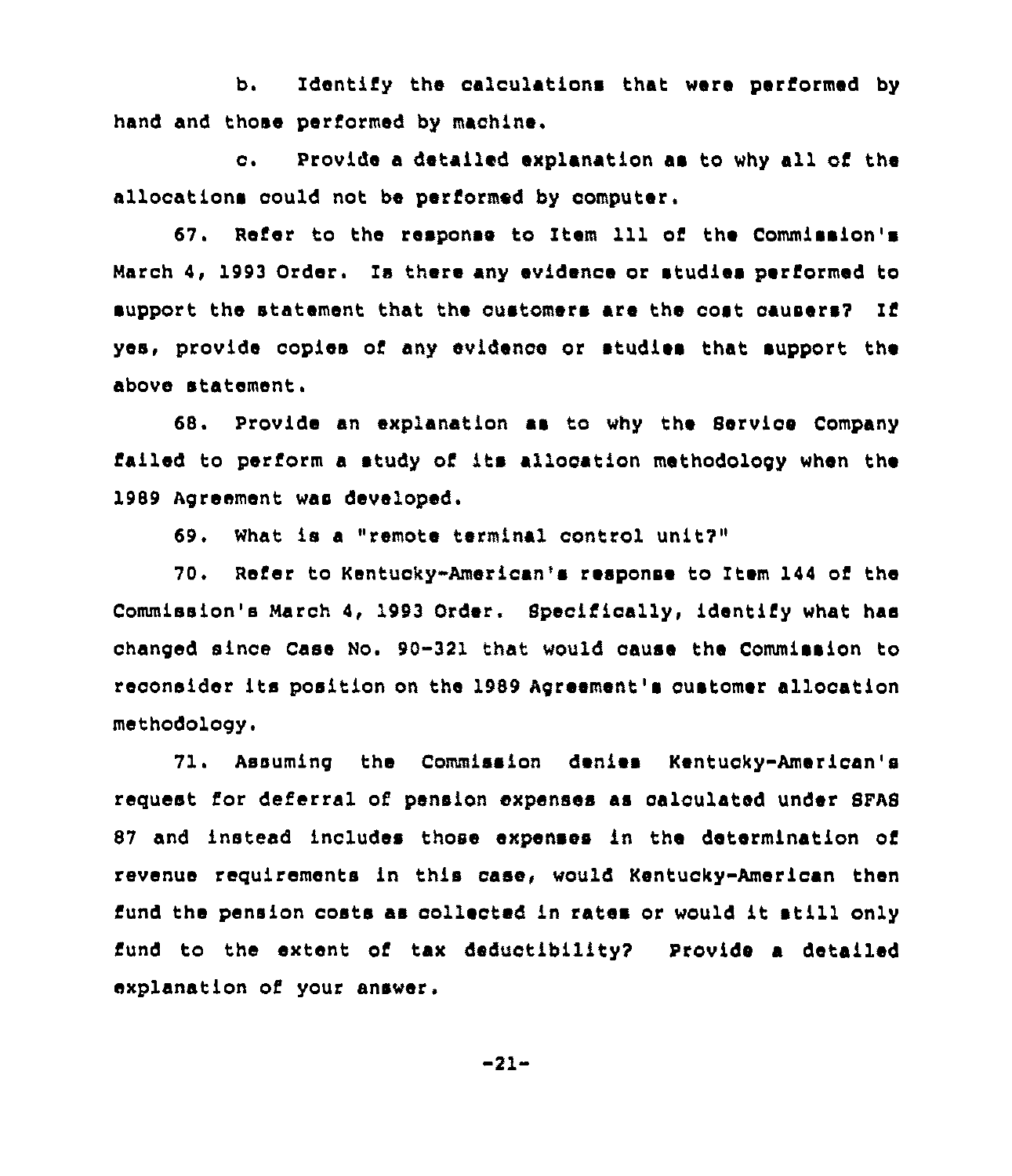b. Identify the calculations that were performed by hand and those performed by machine.

c. Provide a detailed explanation as to why all of the allocations could not be performed by computer.

67. Refer to the response to Item 111 of the Commission's March 4, 1993 Order. Is there any evidence or studies performed to support the statement that the customers are the cost causers? If yes, provide copies of any evidence or studies that support the above statement.

68. Provide an explanation as to why the Service Company failed to perform a study of its allocation methodology when the 1989 Agreement was developed.

69. What is a "remote terminal control unit?"

70. Refer to Kentucky-American's response to Item 144 of the Commission's March 4, 1993 Order. Specifically, identify what has changed since Case No. 90-321 that would cause the Commission to reconsider its position on the 1989 Agreement's customer allocation methodology.

71. Assuming the Commission denies Kentucky-American's request for deferral of pension expenses as calculated under SFAS 87 and instead includes those expenses in the determination of revenue requirements in this case, would Kentucky-American then fund the pension costs as collected in rates or would it still only fund to the extent of tax deductibility? Provide a detailed explanation of your answer.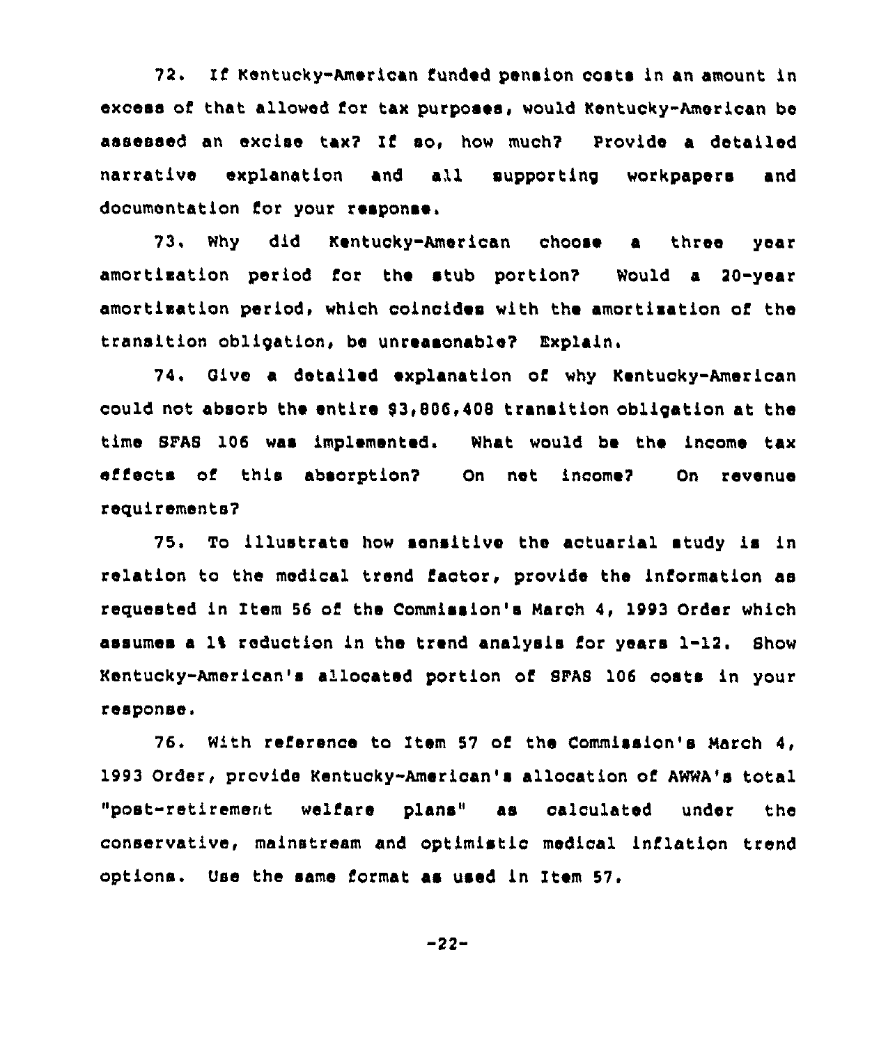72. If Kentucky-American funded pension costs in an amount in excess of that allowed for tax purposes, would Kentucky-American be assessed an excise tax? If so, how much? Provide a detailed narrative explanation and all supporting workpapers and documentation for your response.

73. Why did Kentucky-American choose a three year amortization period for the stub portion? Would a 20-year amortization period, which coincides with the amortization of the transition obligation, be unreasonable? Explain.

74. Give a detailed explanation of why Kentucky-American could not absorb the entire $3,806,408 transition obligation at the time SFAS 106 was implemented. What would be the income tax effects of this absorption? On net income? On revenue requirements?

75. To illustrate how sensitive the actuarial study is in relation to the medical trend factor, provide the information as requested in Item 56 of the Commission's March 4, 1993 Order which assumes a 1% reduction in the trend analysis for years 1-12. Show Kentucky-American's allocated portion of SFAS 106 costs in your response.

76. With reference to Item 57 of the Commission's March 4, 1993 Order, provide Kentucky-American's allocation of AWWA's total "post-retirement welfare plans" as calculated under the conservative, mainstream and optimistic medical inflation trend options. Use the same format as used in Item 57.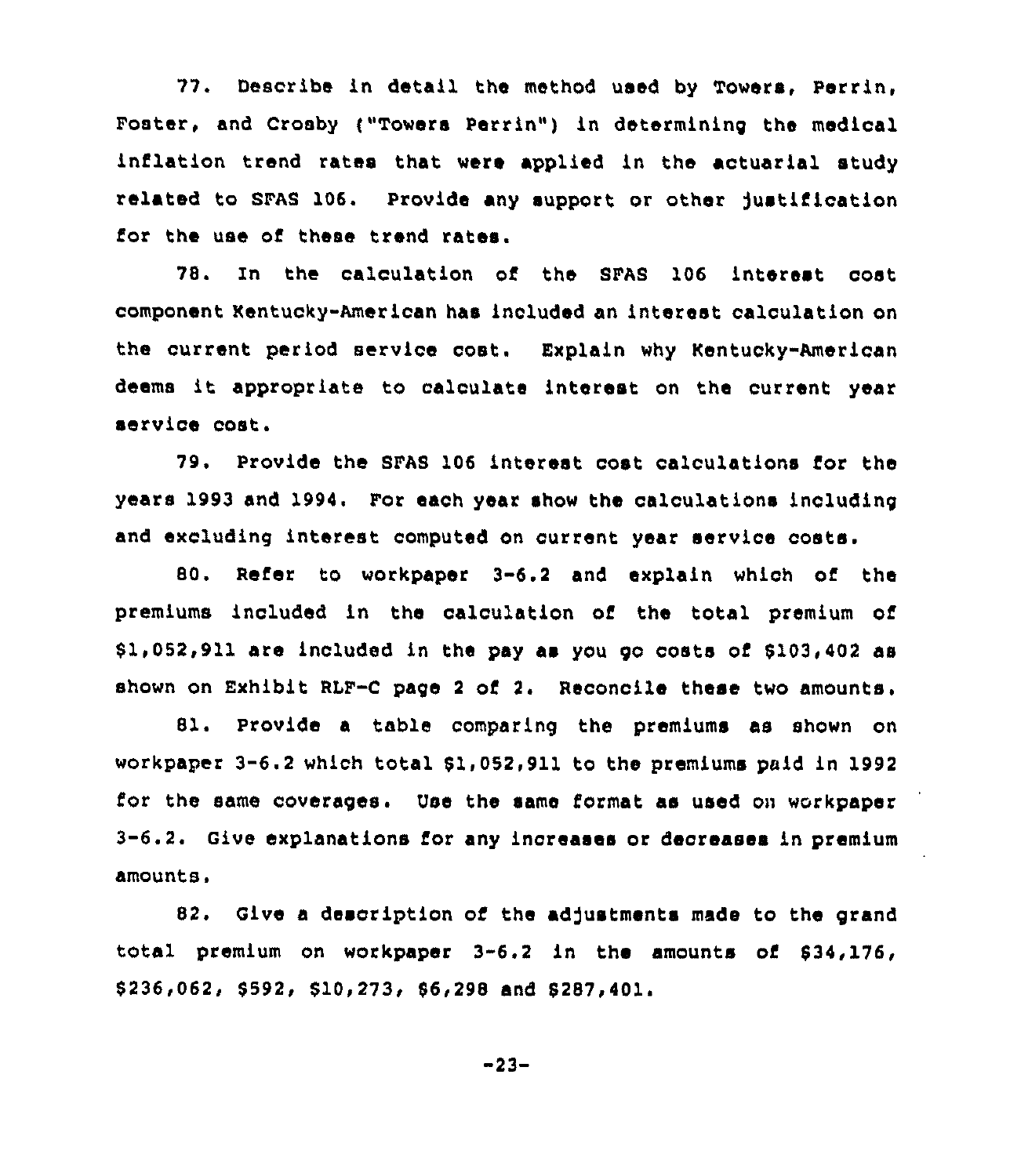77. Describe in detail the method used by Towers, Perrin, Foster, and Crosby ("Towers Perrin") in determining the medical inflation trend rates that were applied in the actuarial study related to SFAS 106. Provide any support or other justification for the use of these trend rates.

78. In the calculation of the SFAS 106 interest cost component Kentucky-American has included an interest calculation on the current period service cost. Explain why Kentucky-American deems it appropriate to calculate interest on the current year service cost.

79. Provide the SFAS 106 interest cost calculations for the years 1993 and 1994. For each year show the calculations including and excluding interest computed on current year service costs.

80. Refer to workpaper 3-6.2 and explain which of the premiums included in the calculation of the total premium of $1,052,911 are included in the pay as you go costs of $103,402 as shown on Exhibit RLF-C page 2 of 2. Reconcile these two amounts.

81. Provide a table comparing the premiums as shown on workpaper 3-6.2 which total $1,052,911 to the premiums paid in 1992 for the same coverages. Use the same format as used on workpaper 3-6.2. Give explanations for any increases or decreases in premium amounts.

82. Give a description of the adjustments made to the grand total premium on workpaper 3-6.2 in the amounts of $34,176, $236,062, $592, $10,273, $6,298 and $287,401.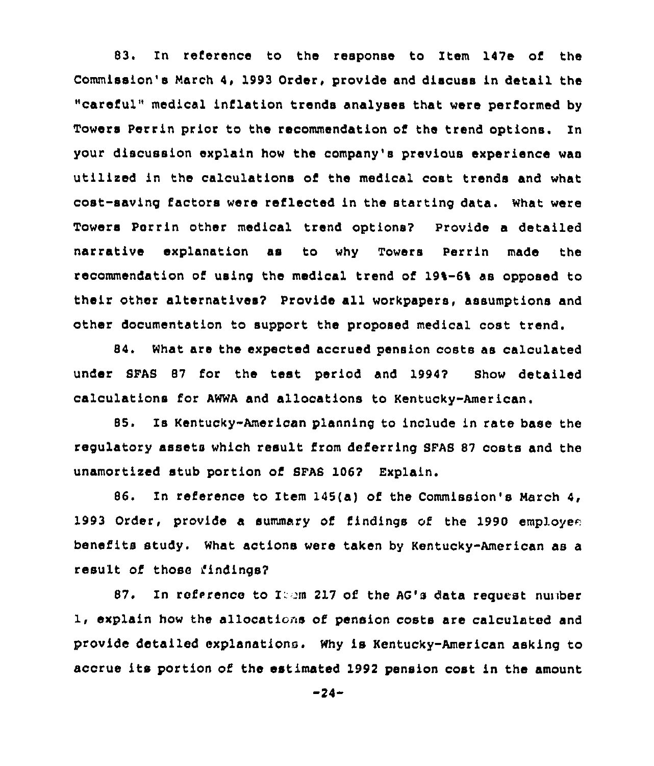83. In reference to the response to Item 147e of the Commission's March 4, 1993 Order, provide and discuss in detail the "careful" medical inflation trends analyses that were performed by Towers Perrin prior to the recommendation of the trend options. In your discussion explain how the company's previous experience was utilized in the calculations of the medical cost trends and what cost-saving factors were reflected in the starting data. What were Towers Perrin other medical trend options? Provide a detailed narrative explanation as to why Towers Perrin made the recommendation of using the medical trend of 19%-6% as opposed to their other alternatives? Provide all workpapers, assumptions and other documentation to support the proposed medical cost trend.

84. What are the expected accrued pension costs as calculated under SFAS 87 for the test period and 1994? Show detailed calculations for AWWA and allocations to Kentucky-American.

85. Is Kentucky-American planning to include in rate base the regulatory assets which result from deferring SFAS 87 costs and the unamortized stub portion of SFAS 106? Explain.

86. In reference to Item 145(a) of the Commission's March 4, 1993 Order, provide a summary of findings of the 1990 employee benefits study. What actions were taken by Kentucky-American as a result of those findings?

87. In reference to Item 217 of the AG's data request number 1, explain how the allocations of pension costs are calculated and provide detailed explanations. Why is Kentucky-American asking to accrue its portion of the estimated 1992 pension cost in the amount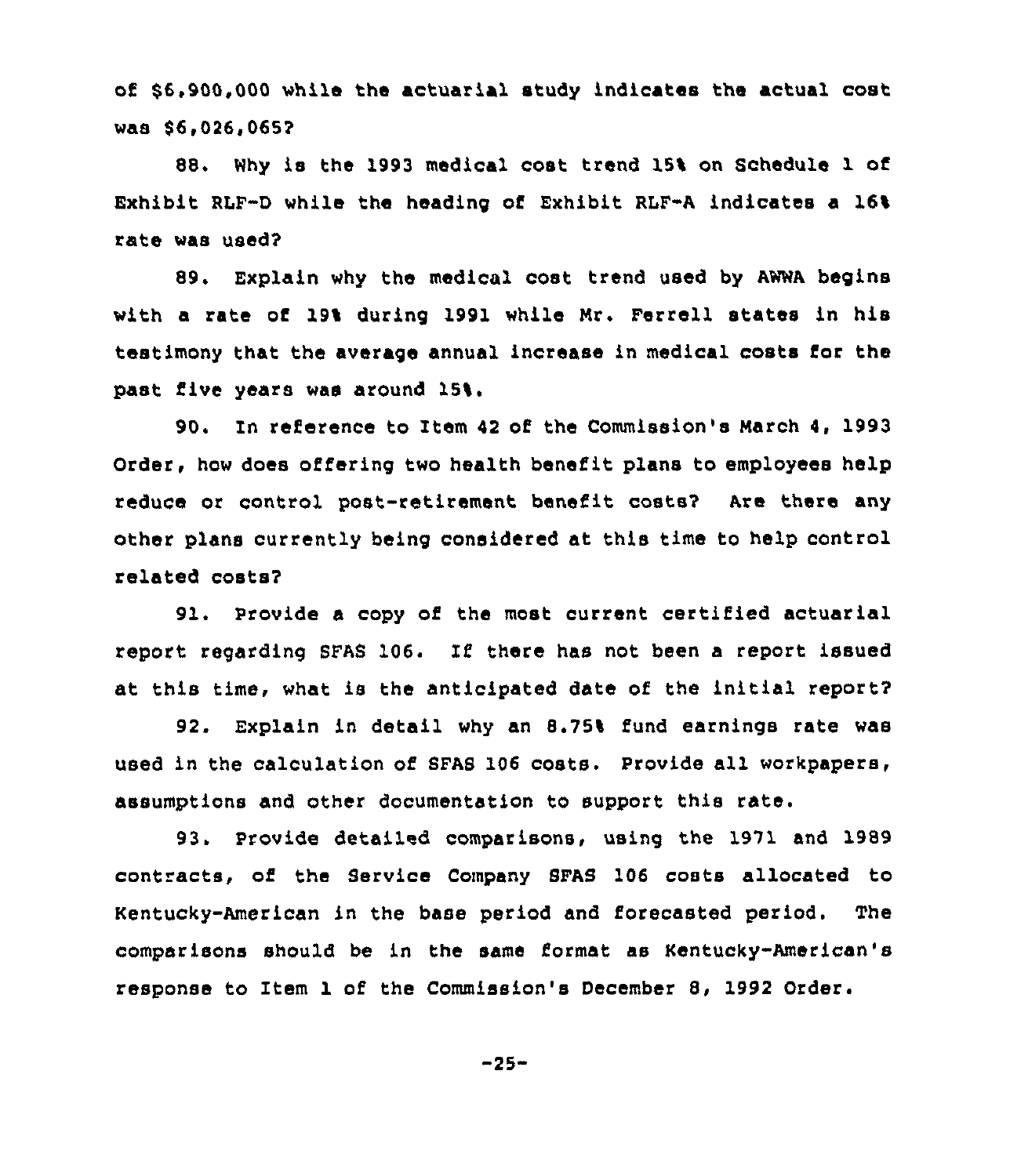of $6,900,000 while the actuarial study indicates the actual cost was $6,026,065?

88. Why is the 1993 medical cost trend 15% on Schedule 1 of Exhibit RLF-D while the heading of Exhibit RLF-A indicates a 16% rate was used?

89. Explain why the medical cost trend used by AWWA begins with a rate of 19% during 1991 while Mr. Ferrell states in his testimony that the average annual increase in medical costs for the past five years was around 15%.

90. In reference to Item 42 of the Commission's March 4, 1993 Order, how does offering two health benefit plans to employees help reduce or control post-retirement benefit costs? Are there any other plans currently being considered at this time to help control related costs?

91. Provide a copy of the most current certified actuarial report regarding SFAS 106. If there has not been a report issued at this time, what is the anticipated date of the initial report?

92. Explain in detail why an 8.75% fund earnings rate was used in the calculation of SFAS 106 costs. Provide all workpapers, assumptions and other documentation to support this rate.

93. Provide detailed comparisons, using the 1971 and 1989 contracts, of the Service Company SFAS 106 costs allocated to Kentucky-American in the base period and forecasted period. The comparisons should be in the same format as Kentucky-American's response to Item 1 of the Commission's December 8, 1992 Order.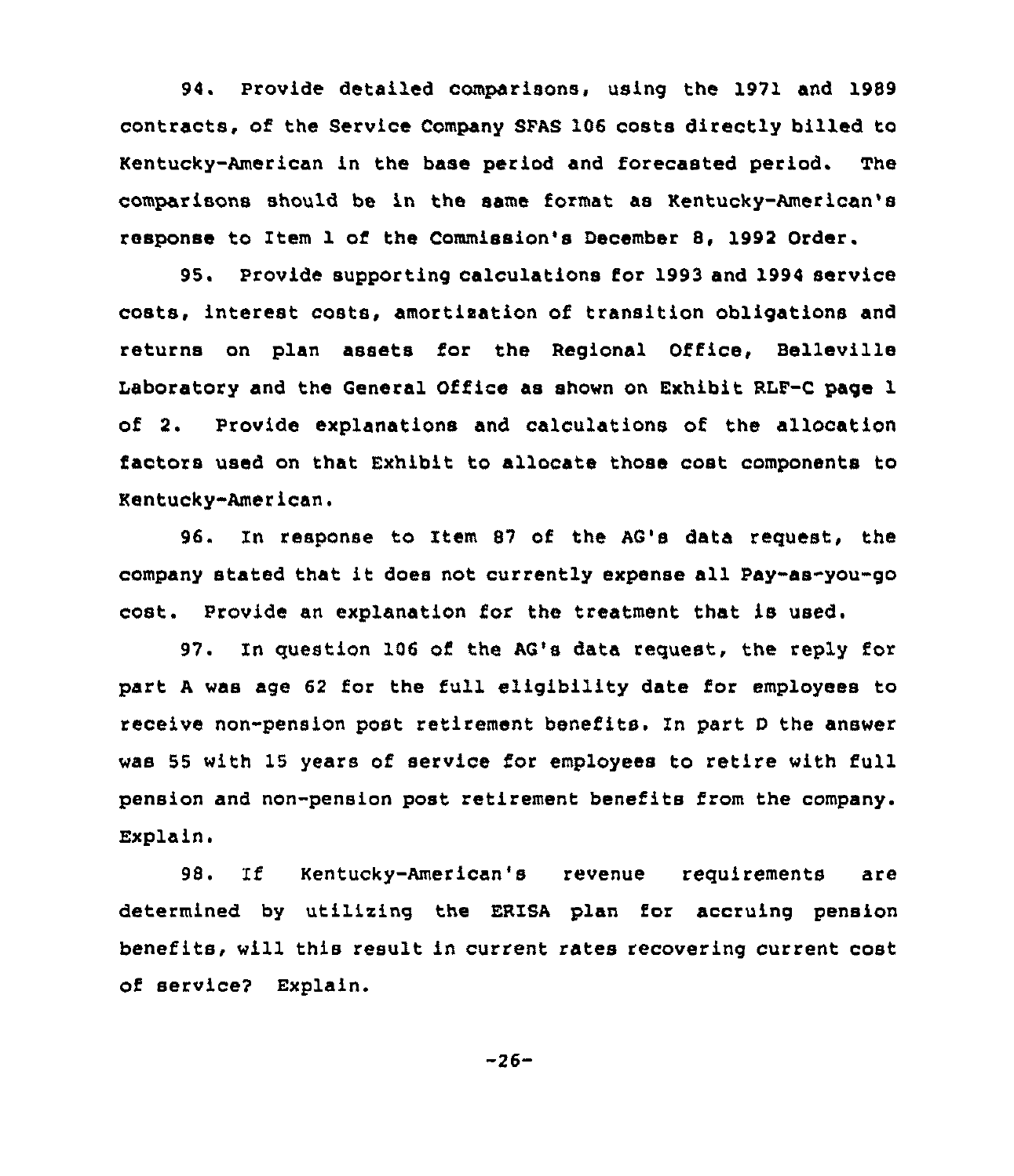94. Provide detailed comparisons, using the 1971 and 1989 contracts, of the Service Company SFAS 106 costs directly billed to Kentucky-American in the base period and forecasted period. The comparisons should be in the same format as Kentucky-American's response to Item 1 of the Commission's December 8, 1992 Order.

95. Provide supporting calculations for 1993 and 1994 service costs, interest costs, amortization of transition obligations and returns on plan assets for the Regional Office, Belleville Laboratory and the General Office as shown on Exhibit RLF-C page 1 of 2. Provide explanations and calculations of the allocation factors used on that Exhibit to allocate those cost components to Kentucky-American.

96. In response to Item 87 of the AG's data request, the company stated that it does not currently expense all Pay-as-you-go cost. Provide an explanation for the treatment that is used.

97. In question 106 of the AG's data request, the reply for part A was age 62 for the full eligibility date for employees to receive non-pension post retirement benefits. In part D the answer was 55 with 15 years of service for employees to retire with full pension and non-pension post retirement benefits from the company. Explain.

98. If Kentucky-American's revenue requirements are determined by utilizing the ERISA plan for accruing pension benefits, will this result in current rates recovering current cost of service? Explain.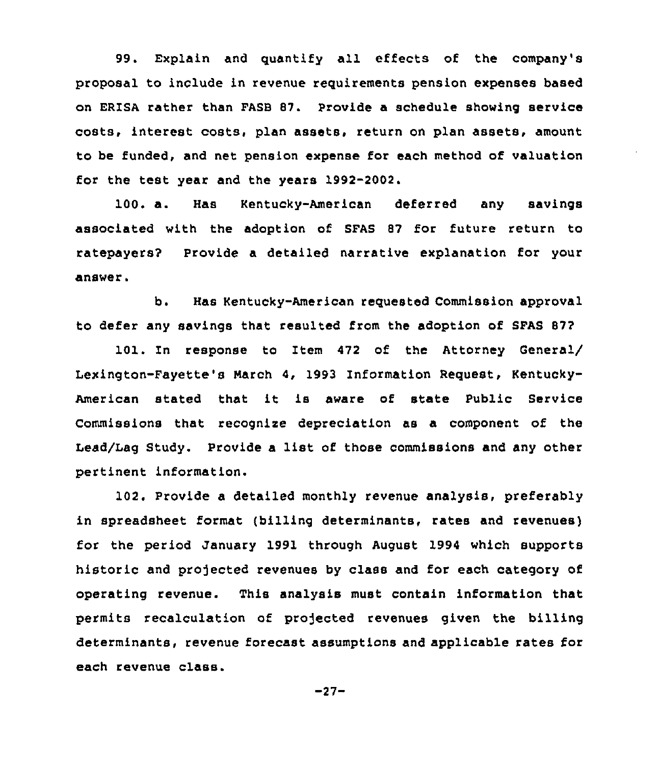99. Explain and quantify all effects of the company's proposal to include in revenue requirements pension expenses based on ERISA rather than FASB 87. Provide a schedule showing service costs, interest costs, plan assets, return on plan assets, amount to be funded, and net pension expense for each method of valuation for the test year and the years 1992-2002.

100. a. Has Kentucky-American deferred any savings associated with the adoption of SFAS 87 for future return to ratepayers? Provide a detailed narrative explanation for your answer.

b. Has Kentucky-American requested Commission approval to defer any savings that resulted from the adoption of SFAS 87?

101. In response to Item 472 of the Attorney General/ Lexington-Fayette's March 4, 1993 Information Request, Kentucky-American stated that it is aware of state Public Service Commissions that recognize depreciation as a component of the Lead/Lag Study. Provide a list of those commissions and any other pertinent information.

102. Provide a detailed monthly revenue analysis, preferably in spreadsheet format (billing determinants, rates and revenues) for the period January 1991 through August 1994 which supports historic and projected revenues by class and for each category of operating revenue. This analysis must contain information that permits recalculation of projected revenues given the billing determinants, revenue forecast assumptions and applicable rates for each revenue class.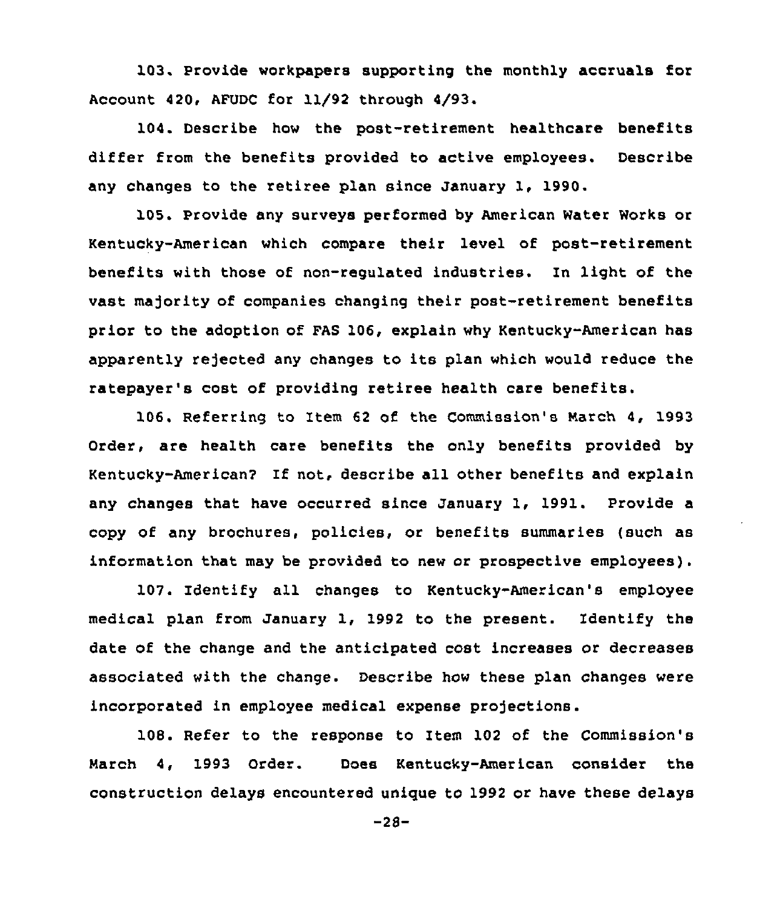103. Provide workpapers supporting the monthly accruals for Account 420, AFUDC for 11/92 through 4/93.

104. Describe how the post-retirement healthcare benefits differ from the benefits provided to active employees. Describe any changes to the retiree plan since January 1, 1990.

105. Provide any surveys performed by American Water Works or Kentucky-American which compare their level of post-retirement benefits with those of non-regulated industries. In light of the vast majority of companies changing their post-retirement benefits prior to the adoption of FAS 106, explain why Kentucky-American has apparently rejected any changes to its plan which would reduce the ratepayer's cost of providing retiree health care benefits.

106. Referring to Item 62 of the Commission's March 4, 1993 Order, are health care benefits the only benefits provided by Kentucky-American? If not, describe all other benefits and explain any changes that have occurred since January 1, 1991. Provide a copy of any brochures, policies, or benefits summaries (such as information that may be provided to new or prospective employees).

107. Identify all changes to Kentucky-American's employee medical plan from January 1, 1992 to the present. Identify the date of the change and the anticipated cost increases or decreases associated with the change. Describe how these plan changes were incorporated in employee medical expense projections.

108. Refer to the response to Item 102 of the Commission's March 4, 1993 Order. Does Kentucky-American consider the construction delays encountered unique to 1992 or have these delays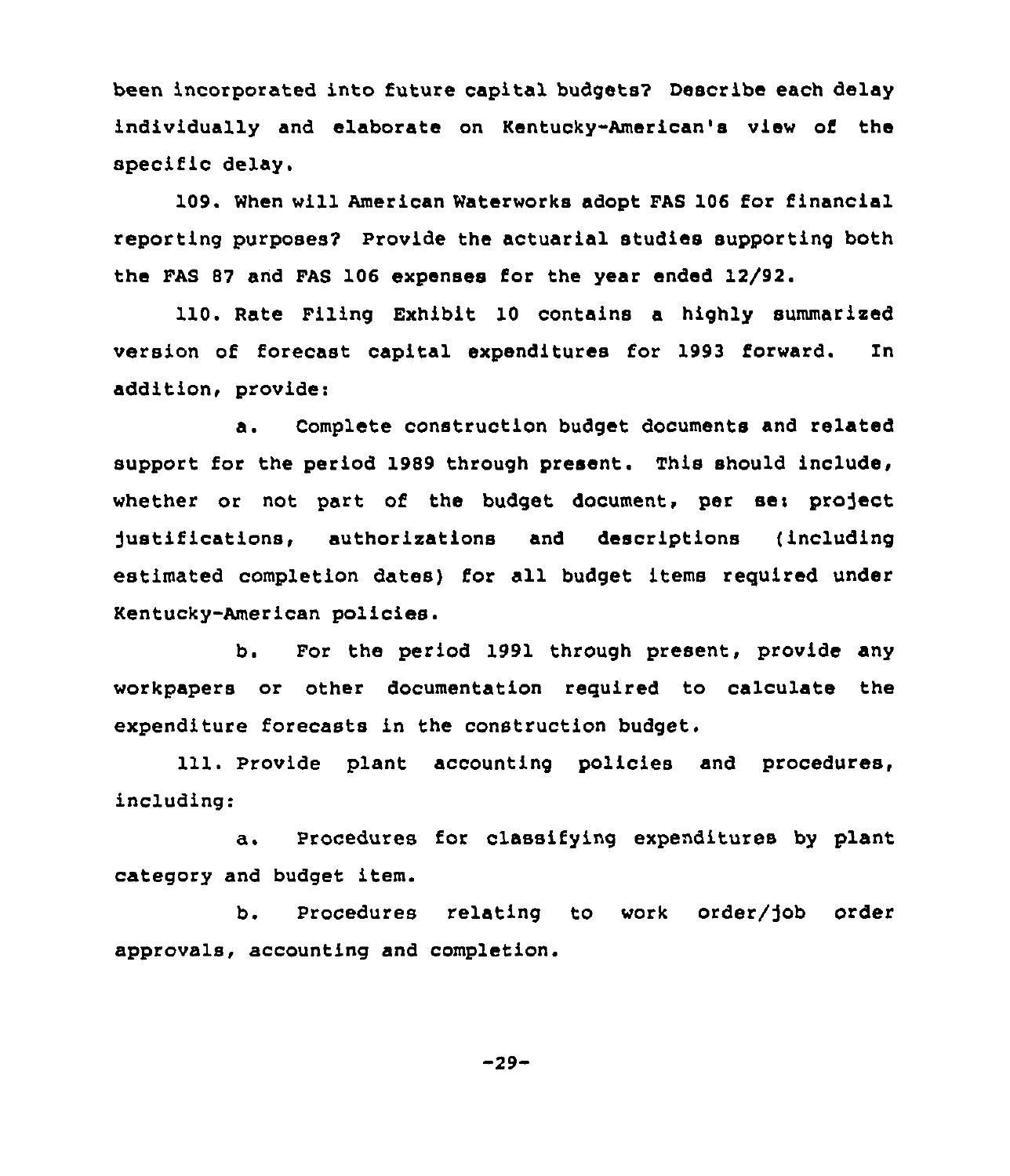been incorporated into future capital budgets? Describe each delay individually and elaborate on Kentucky-American's view of the specific delay.

109. When will American Waterworks adopt FAS 106 for financial reporting purposes? Provide the actuarial studies supporting both the FAS 87 and FAS 106 expenses for the year ended 12/92.

110. Rate Filing Exhibit 10 contains a highly summarized version of forecast capital expenditures for 1993 forward. In addition, provide:

a. Complete construction budget documents and related support for the period 1989 through present. This should include, whether or not part of the budget document, per se: project justifications, authorizations and descriptions (including estimated completion dates) for all budget items required under Kentucky-American policies.

b. For the period 1991 through present, provide any workpapers or other documentation required to calculate the expenditure forecasts in the construction budget.

111. Provide plant accounting policies and procedures, including:

a. Procedures for classifying expenditures by plant category and budget item.

b. Procedures relating to work order/job order approvals, accounting and completion.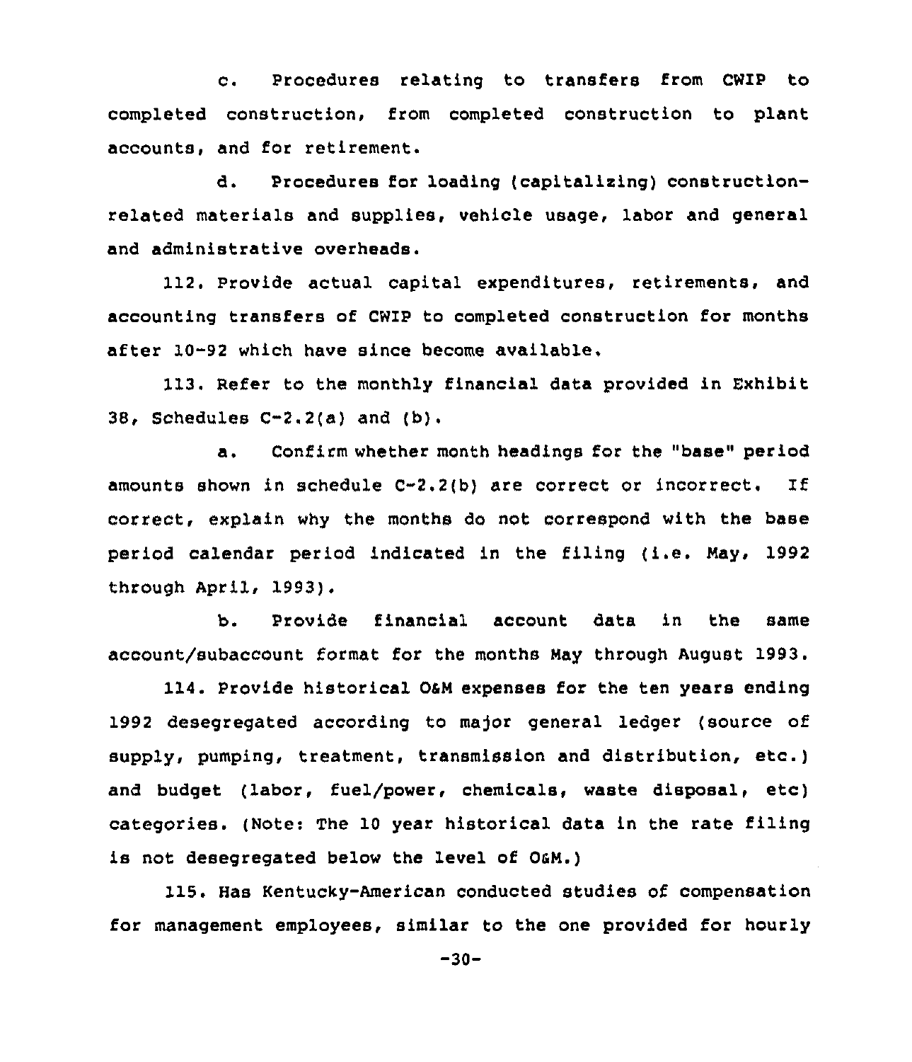c. Procedures relating to transfers from CWIP to completed construction, from completed construction to plant accounts, and for retirement.

d. Procedures for loading (capitalizing) construction-related materials and supplies, vehicle usage, labor and general and administrative overheads.

112. Provide actual capital expenditures, retirements, and accounting transfers of CWIP to completed construction for months after 10-92 which have since become available.

113. Refer to the monthly financial data provided in Exhibit 38, Schedules C-2.2(a) and (b).

a. Confirm whether month headings for the "base" period amounts shown in schedule C-2.2(b) are correct or incorrect. If correct, explain why the months do not correspond with the base period calendar period indicated in the filing (i.e. May, 1992 through April, 1993).

b. Provide financial account data in the same account/subaccount format for the months May through August 1993.

114. Provide historical O&M expenses for the ten years ending 1992 desegregated according to major general ledger (source of supply, pumping, treatment, transmission and distribution, etc.) and budget (labor, fuel/power, chemicals, waste disposal, etc) categories. (Note: The 10 year historical data in the rate filing is not desegregated below the level of O&M.)

115. Has Kentucky-American conducted studies of compensation for management employees, similar to the one provided for hourly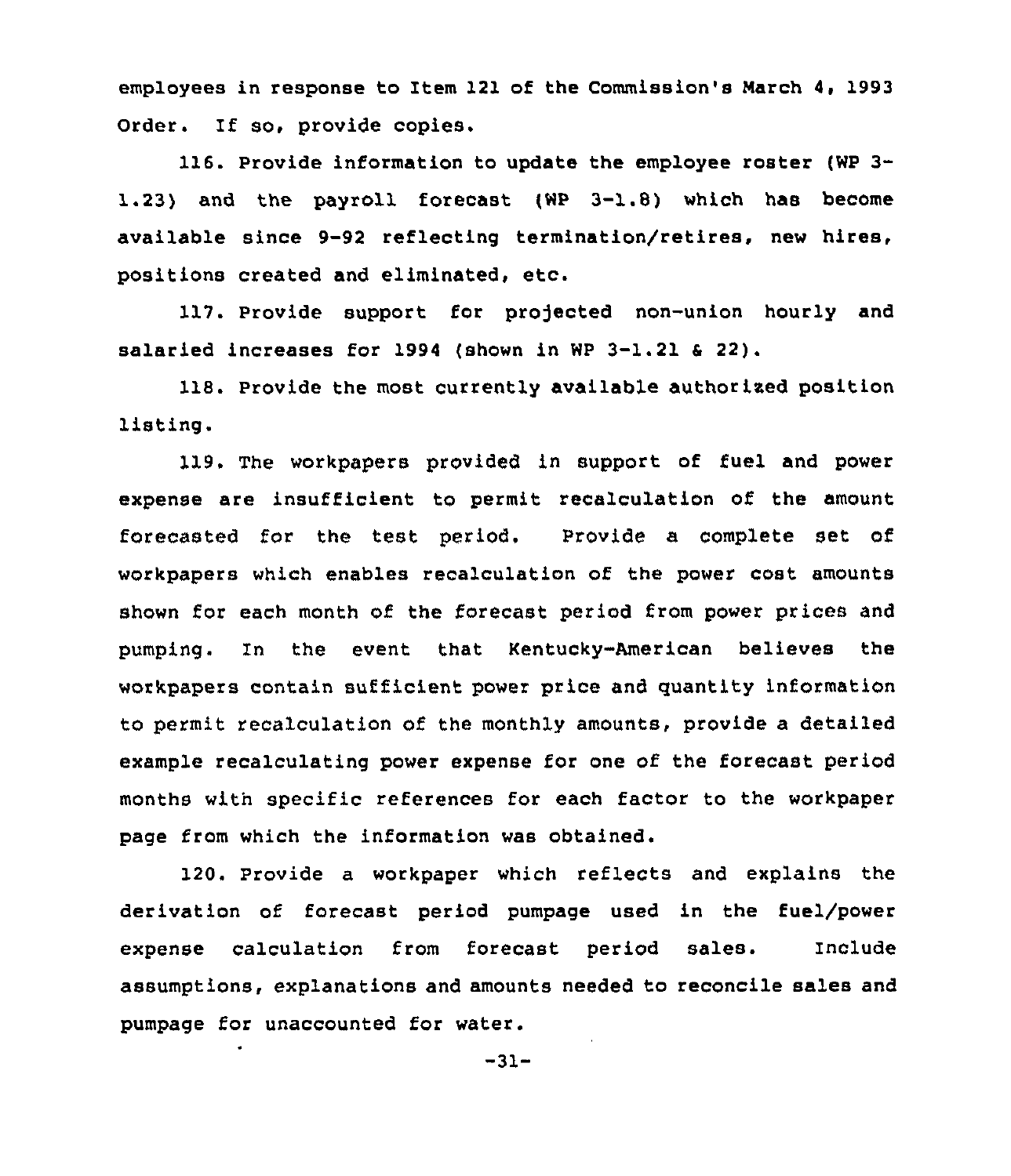employees in response to Item 121 of the Commission's March 4, 1993 Order. If so, provide copies.

116. Provide information to update the employee roster (WP 3-1.23) and the payroll forecast (WP 3-1.8) which has become available since 9-92 reflecting termination/retires, new hires, positions created and eliminated, etc.

117. Provide support for projected non-union hourly and salaried increases for 1994 (shown in WP 3-1.21 & 22).

118. Provide the most currently available authorized position listing.

119. The workpapers provided in support of fuel and power expense are insufficient to permit recalculation of the amount forecasted for the test period. Provide a complete set of workpapers which enables recalculation of the power cost amounts shown for each month of the forecast period from power prices and pumping. In the event that Kentucky-American believes the workpapers contain sufficient power price and quantity information to permit recalculation of the monthly amounts, provide a detailed example recalculating power expense for one of the forecast period months with specific references for each factor to the workpaper page from which the information was obtained.

120. Provide a workpaper which reflects and explains the derivation of forecast period pumpage used in the fuel/power expense calculation from forecast period sales. Include assumptions, explanations and amounts needed to reconcile sales and pumpage for unaccounted for water.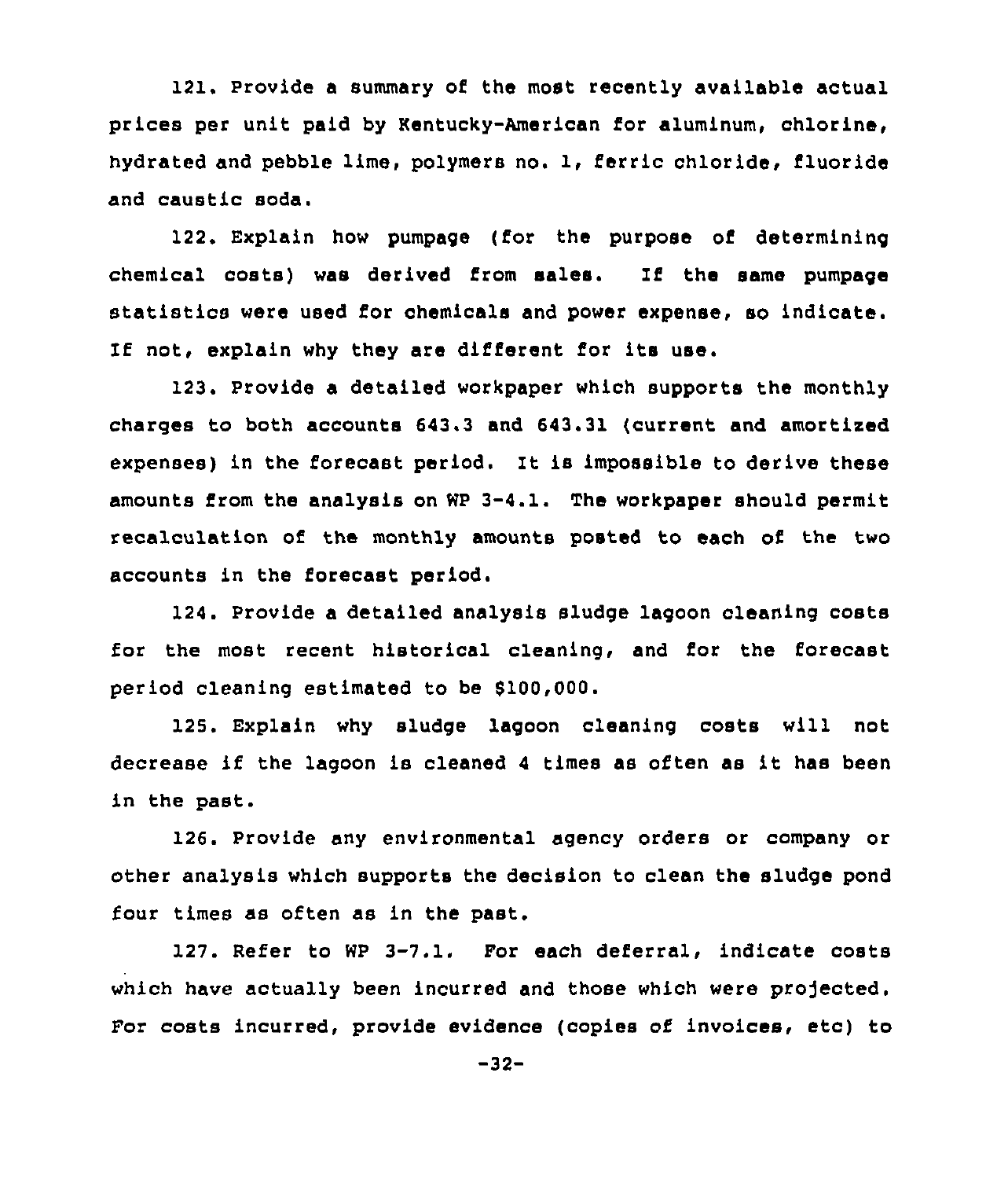121. Provide a summary of the most recently available actual prices per unit paid by Kentucky-American for aluminum, chlorine, hydrated and pebble lime, polymers no. 1, ferric chloride, fluoride and caustic soda.

122. Explain how pumpage (for the purpose of determining chemical costs) was derived from sales. If the same pumpage statistics were used for chemicals and power expense, so indicate. If not, explain why they are different for its use.

123. Provide a detailed workpaper which supports the monthly charges to both accounts 643.3 and 643.31 (current and amortized expenses) in the forecast period. It is impossible to derive these amounts from the analysis on WP 3-4.1. The workpaper should permit recalculation of the monthly amounts posted to each of the two accounts in the forecast period.

124. Provide a detailed analysis sludge lagoon cleaning costs for the most recent historical cleaning, and for the forecast period cleaning estimated to be $100,000.

125. Explain why sludge lagoon cleaning costs will not decrease if the lagoon is cleaned 4 times as often as it has been in the past.

126. Provide any environmental agency orders or company or other analysis which supports the decision to clean the sludge pond four times as often as in the past.

127. Refer to WP 3-7.1. For each deferral, indicate costs which have actually been incurred and those which were projected. For costs incurred, provide evidence (copies of invoices, etc) to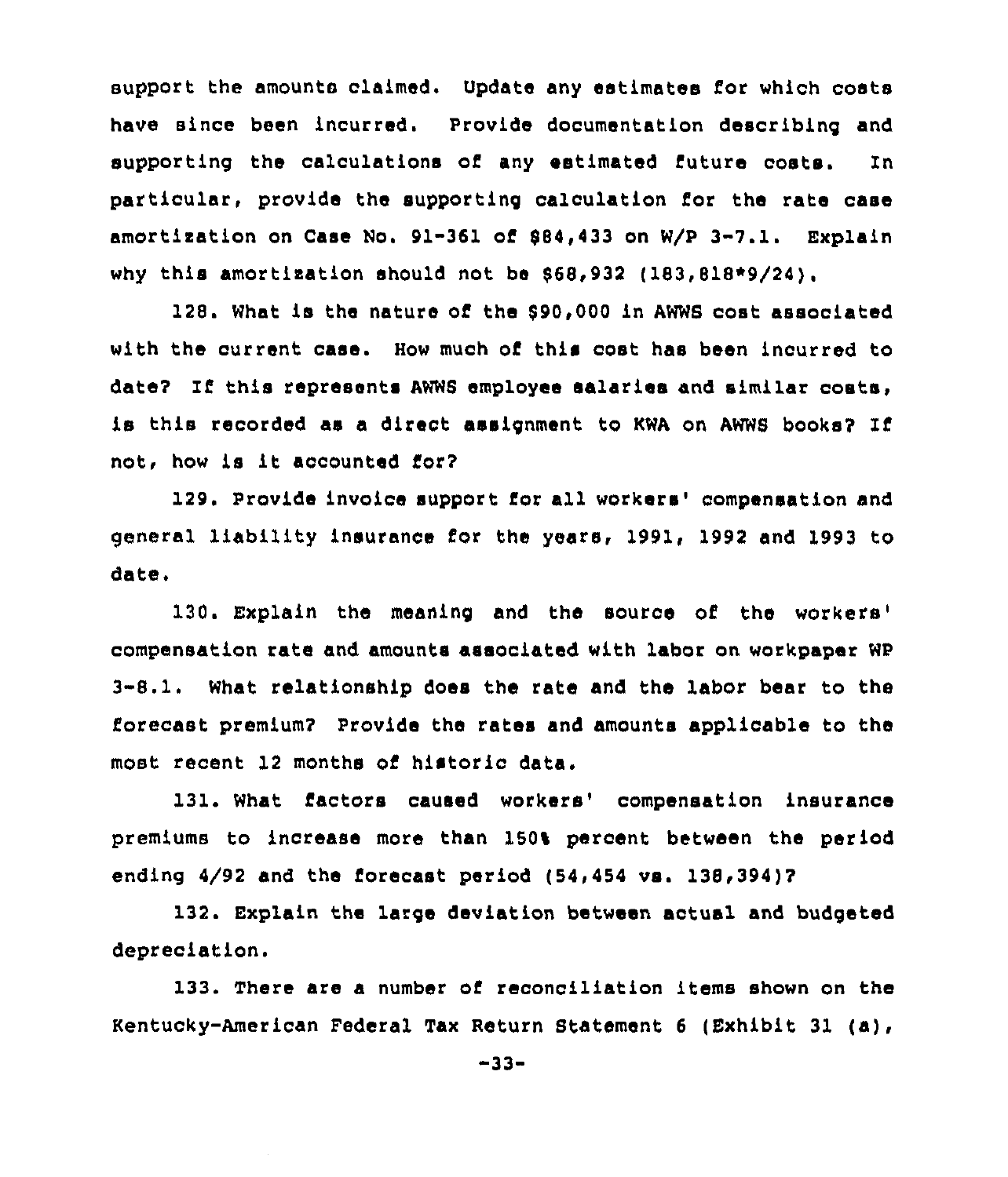support the amounts claimed. Update any estimates for which costs have since been incurred. Provide documentation describing and supporting the calculations of any estimated future costs. In particular, provide the supporting calculation for the rate case amortization on Case No. 91-361 of $84,433 on W/P 3-7.1. Explain why this amortization should not be $68,932 (183,818*9/24).

128. What is the nature of the $90,000 in AWWS cost associated with the current case. How much of this cost has been incurred to date? If this represents AWWS employee salaries and similar costs, is this recorded as a direct assignment to KWA on AWWS books? If not, how is it accounted for?

129. Provide invoice support for all workers' compensation and general liability insurance for the years, 1991, 1992 and 1993 to date.

130. Explain the meaning and the source of the workers' compensation rate and amounts associated with labor on workpaper WP 3-8.1. What relationship does the rate and the labor bear to the forecast premium? Provide the rates and amounts applicable to the most recent 12 months of historic data.

131. What factors caused workers' compensation insurance premiums to increase more than 150% percent between the period ending 4/92 and the forecast period (54,454 vs. 138,394)?

132. Explain the large deviation between actual and budgeted depreciation.

133. There are a number of reconciliation items shown on the Kentucky-American Federal Tax Return Statement 6 (Exhibit 31 (a),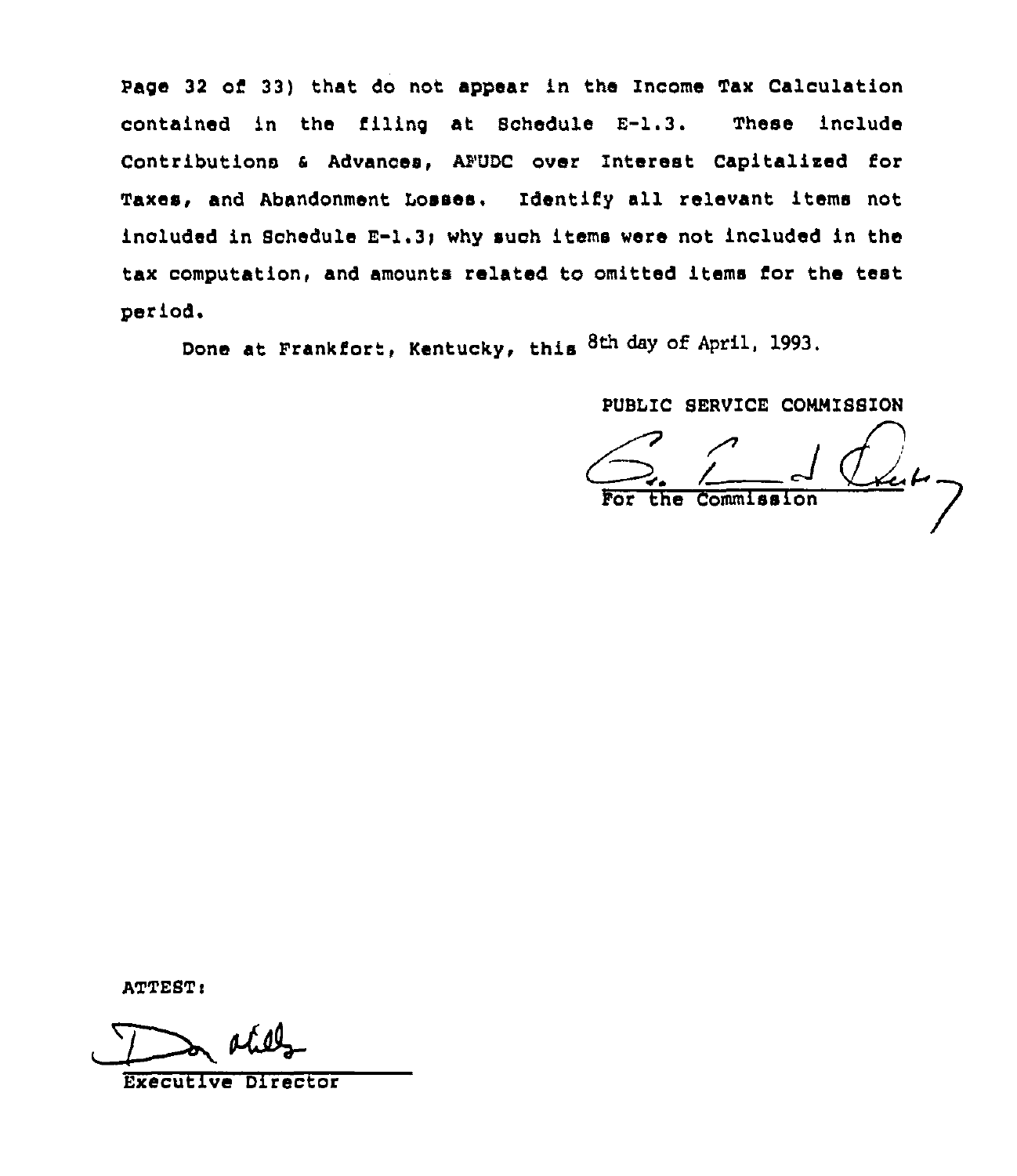Page 32 of 33) that do not appear in the Income Tax Calculation contained in the filing at Schedule E-1.3. These include Contributions & Advances, AFUDC over Interest Capitalized for Taxes, and Abandonment Losses. Identify all relevant items not included in Schedule E-1.3; why such items were not included in the tax computation, and amounts related to omitted items for the test period.

Done at Frankfort, Kentucky, this 8th day of April, 1993.

PUBLIC SERVICE COMMISSION

For the Commission

ATTEST:

Executive Director